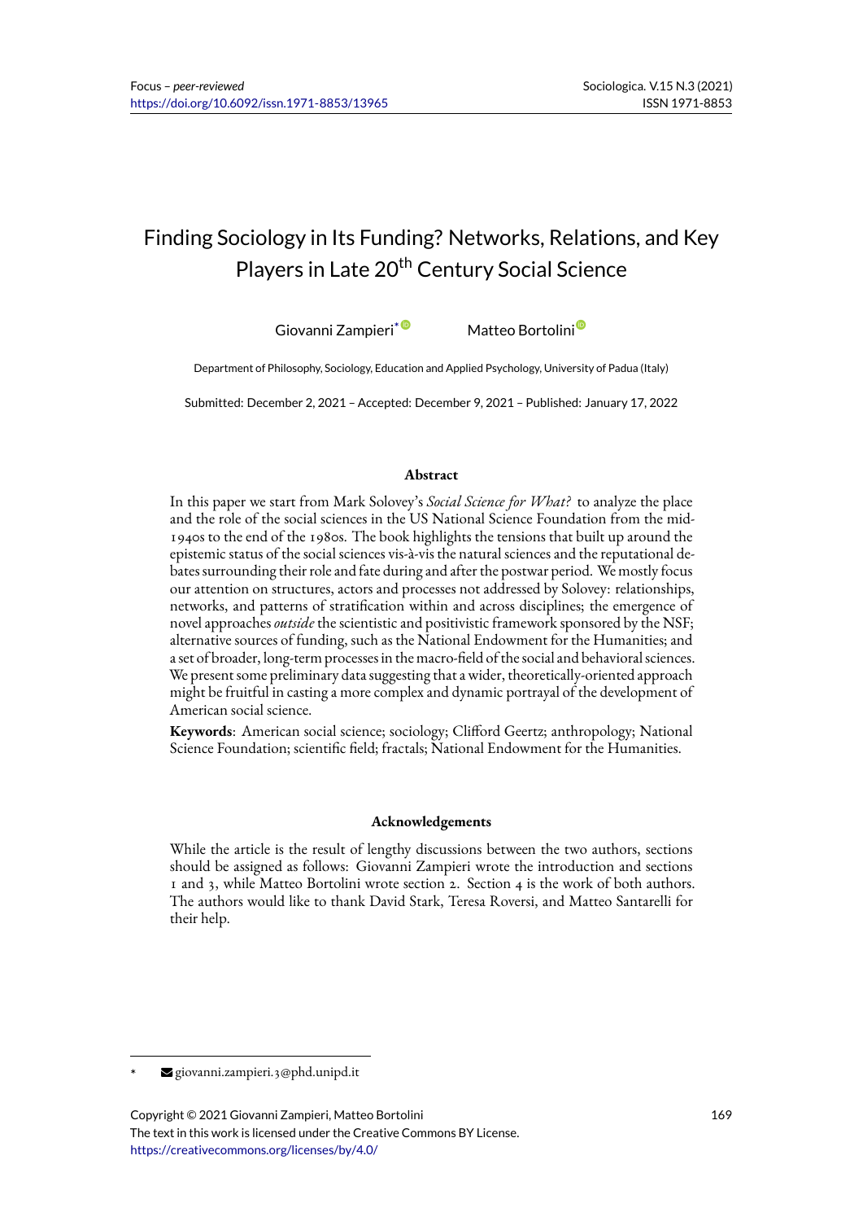Focus – *peer-reviewed*
https://doi.org/10.6092/issn.1971-8853/13965

# Finding Sociology in Its Funding? Networks, Relations, and Key Players in Late 20th Century Social Science

Giovanni Zampieri* Matteo Bortolini

Department of Philosophy, Sociology, Education and Applied Psychology, University of Padua (Italy)

Submitted: December 2, 2021 – Accepted: December 9, 2021 – Published: January 17, 2022

### Abstract

In this paper we start from Mark Solovey's *Social Science for What?* to analyze the place and the role of the social sciences in the US National Science Foundation from the mid-1940s to the end of the 1980s. The book highlights the tensions that built up around the epistemic status of the social sciences vis-à-vis the natural sciences and the reputational debates surrounding their role and fate during and after the postwar period. We mostly focus our attention on structures, actors and processes not addressed by Solovey: relationships, networks, and patterns of stratification within and across disciplines; the emergence of novel approaches *outside* the scientistic and positivistic framework sponsored by the NSF; alternative sources of funding, such as the National Endowment for the Humanities; and a set of broader, long-term processes in the macro-field of the social and behavioral sciences. We present some preliminary data suggesting that a wider, theoretically-oriented approach might be fruitful in casting a more complex and dynamic portrayal of the development of American social science.

**Keywords**: American social science; sociology; Clifford Geertz; anthropology; National Science Foundation; scientific field; fractals; National Endowment for the Humanities.

### Acknowledgements

While the article is the result of lengthy discussions between the two authors, sections should be assigned as follows: Giovanni Zampieri wrote the introduction and sections 1 and 3, while Matteo Bortolini wrote section 2. Section 4 is the work of both authors. The authors would like to thank David Stark, Teresa Roversi, and Matteo Santarelli for their help.

\* giovanni.zampieri.3@phd.unipd.it

Copyright © 2021 Giovanni Zampieri, Matteo Bortolini
The text in this work is licensed under the Creative Commons BY License.
https://creativecommons.org/licenses/by/4.0/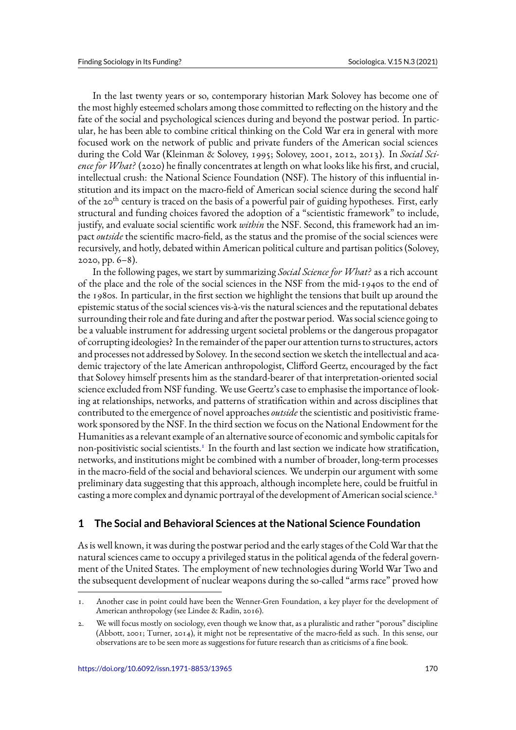In the last twenty years or so, contemporary historian Mark Solovey has become one of the most highly esteemed scholars among those committed to reflecting on the history and the fate of the social and psychological sciences during and beyond the postwar period. In particular, he has been able to combine critical thinking on the Cold War era in general with more focused work on the network of public and private funders of the American social sciences during the Cold War (Kleinman & Solovey, 1995; Solovey, 2001, 2012, 2013). In *Social Science for What?* (2020) he finally concentrates at length on what looks like his first, and crucial, intellectual crush: the National Science Foundation (NSF). The history of this influential institution and its impact on the macro-field of American social science during the second half of the 20th century is traced on the basis of a powerful pair of guiding hypotheses. First, early structural and funding choices favored the adoption of a "scientistic framework" to include, justify, and evaluate social scientific work *within* the NSF. Second, this framework had an impact *outside* the scientific macro-field, as the status and the promise of the social sciences were recursively, and hotly, debated within American political culture and partisan politics (Solovey, 2020, pp. 6–8).

In the following pages, we start by summarizing *Social Science for What?* as a rich account of the place and the role of the social sciences in the NSF from the mid-1940s to the end of the 1980s. In particular, in the first section we highlight the tensions that built up around the epistemic status of the social sciences vis-à-vis the natural sciences and the reputational debates surrounding their role and fate during and after the postwar period. Was social science going to be a valuable instrument for addressing urgent societal problems or the dangerous propagator of corrupting ideologies? In the remainder of the paper our attention turns to structures, actors and processes not addressed by Solovey. In the second section we sketch the intellectual and academic trajectory of the late American anthropologist, Clifford Geertz, encouraged by the fact that Solovey himself presents him as the standard-bearer of that interpretation-oriented social science excluded from NSF funding. We use Geertz's case to emphasise the importance of looking at relationships, networks, and patterns of stratification within and across disciplines that contributed to the emergence of novel approaches *outside* the scientistic and positivistic framework sponsored by the NSF. In the third section we focus on the National Endowment for the Humanities as a relevant example of an alternative source of economic and symbolic capitals for non-positivistic social scientists.[1] In the fourth and last section we indicate how stratification, networks, and institutions might be combined with a number of broader, long-term processes in the macro-field of the social and behavioral sciences. We underpin our argument with some preliminary data suggesting that this approach, although incomplete here, could be fruitful in casting a more complex and dynamic portrayal of the development of American social science.[2]

## 1 The Social and Behavioral Sciences at the National Science Foundation

As is well known, it was during the postwar period and the early stages of the Cold War that the natural sciences came to occupy a privileged status in the political agenda of the federal government of the United States. The employment of new technologies during World War Two and the subsequent development of nuclear weapons during the so-called "arms race" proved how

1. Another case in point could have been the Wenner-Gren Foundation, a key player for the development of American anthropology (see Lindee & Radin, 2016).

2. We will focus mostly on sociology, even though we know that, as a pluralistic and rather "porous" discipline (Abbott, 2001; Turner, 2014), it might not be representative of the macro-field as such. In this sense, our observations are to be seen more as suggestions for future research than as criticisms of a fine book.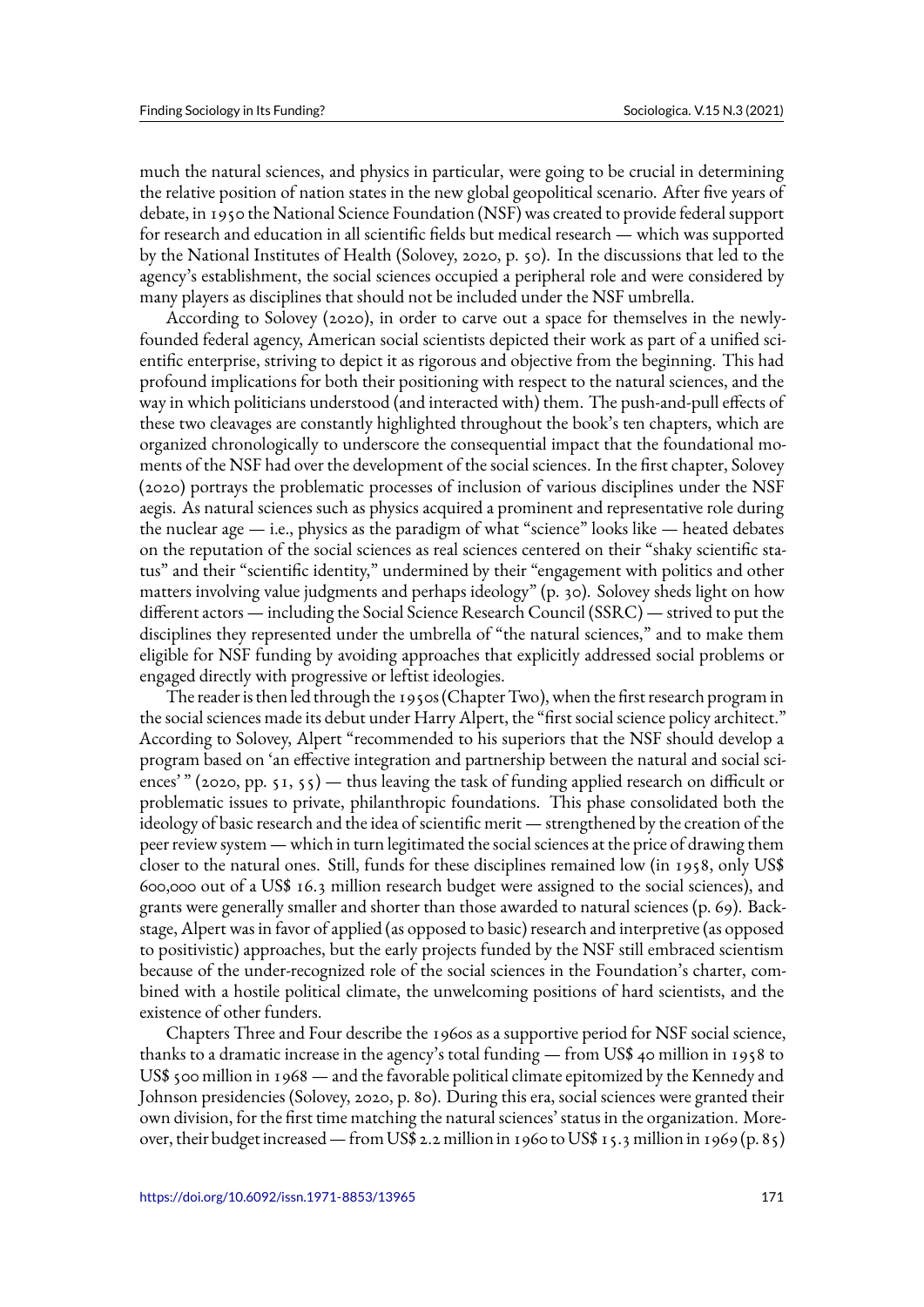much the natural sciences, and physics in particular, were going to be crucial in determining the relative position of nation states in the new global geopolitical scenario. After five years of debate, in 1950 the National Science Foundation (NSF) was created to provide federal support for research and education in all scientific fields but medical research — which was supported by the National Institutes of Health (Solovey, 2020, p. 50). In the discussions that led to the agency's establishment, the social sciences occupied a peripheral role and were considered by many players as disciplines that should not be included under the NSF umbrella.

According to Solovey (2020), in order to carve out a space for themselves in the newly-founded federal agency, American social scientists depicted their work as part of a unified scientific enterprise, striving to depict it as rigorous and objective from the beginning. This had profound implications for both their positioning with respect to the natural sciences, and the way in which politicians understood (and interacted with) them. The push-and-pull effects of these two cleavages are constantly highlighted throughout the book's ten chapters, which are organized chronologically to underscore the consequential impact that the foundational moments of the NSF had over the development of the social sciences. In the first chapter, Solovey (2020) portrays the problematic processes of inclusion of various disciplines under the NSF aegis. As natural sciences such as physics acquired a prominent and representative role during the nuclear age — i.e., physics as the paradigm of what "science" looks like — heated debates on the reputation of the social sciences as real sciences centered on their "shaky scientific status" and their "scientific identity," undermined by their "engagement with politics and other matters involving value judgments and perhaps ideology" (p. 30). Solovey sheds light on how different actors — including the Social Science Research Council (SSRC) — strived to put the disciplines they represented under the umbrella of "the natural sciences," and to make them eligible for NSF funding by avoiding approaches that explicitly addressed social problems or engaged directly with progressive or leftist ideologies.

The reader is then led through the 1950s (Chapter Two), when the first research program in the social sciences made its debut under Harry Alpert, the "first social science policy architect." According to Solovey, Alpert "recommended to his superiors that the NSF should develop a program based on 'an effective integration and partnership between the natural and social sciences' " (2020, pp. 51, 55) — thus leaving the task of funding applied research on difficult or problematic issues to private, philanthropic foundations. This phase consolidated both the ideology of basic research and the idea of scientific merit — strengthened by the creation of the peer review system — which in turn legitimated the social sciences at the price of drawing them closer to the natural ones. Still, funds for these disciplines remained low (in 1958, only US$ 600,000 out of a US$ 16.3 million research budget were assigned to the social sciences), and grants were generally smaller and shorter than those awarded to natural sciences (p. 69). Backstage, Alpert was in favor of applied (as opposed to basic) research and interpretive (as opposed to positivistic) approaches, but the early projects funded by the NSF still embraced scientism because of the under-recognized role of the social sciences in the Foundation's charter, combined with a hostile political climate, the unwelcoming positions of hard scientists, and the existence of other funders.

Chapters Three and Four describe the 1960s as a supportive period for NSF social science, thanks to a dramatic increase in the agency's total funding — from US$ 40 million in 1958 to US$ 500 million in 1968 — and the favorable political climate epitomized by the Kennedy and Johnson presidencies (Solovey, 2020, p. 80). During this era, social sciences were granted their own division, for the first time matching the natural sciences' status in the organization. Moreover, their budget increased — from US$ 2.2 million in 1960 to US$ 15.3 million in 1969 (p. 85)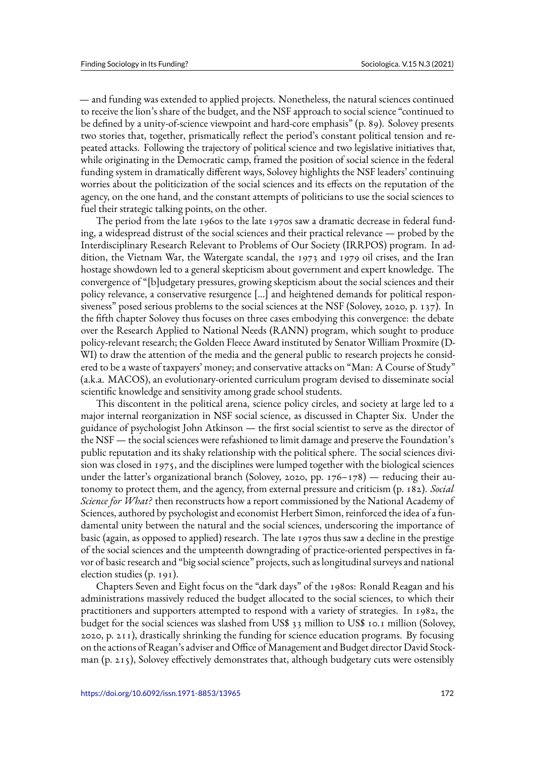— and funding was extended to applied projects. Nonetheless, the natural sciences continued to receive the lion's share of the budget, and the NSF approach to social science "continued to be defined by a unity-of-science viewpoint and hard-core emphasis" (p. 89). Solovey presents two stories that, together, prismatically reflect the period's constant political tension and repeated attacks. Following the trajectory of political science and two legislative initiatives that, while originating in the Democratic camp, framed the position of social science in the federal funding system in dramatically different ways, Solovey highlights the NSF leaders' continuing worries about the politicization of the social sciences and its effects on the reputation of the agency, on the one hand, and the constant attempts of politicians to use the social sciences to fuel their strategic talking points, on the other.

The period from the late 1960s to the late 1970s saw a dramatic decrease in federal funding, a widespread distrust of the social sciences and their practical relevance — probed by the Interdisciplinary Research Relevant to Problems of Our Society (IRRPOS) program. In addition, the Vietnam War, the Watergate scandal, the 1973 and 1979 oil crises, and the Iran hostage showdown led to a general skepticism about government and expert knowledge. The convergence of "[b]udgetary pressures, growing skepticism about the social sciences and their policy relevance, a conservative resurgence [...] and heightened demands for political responsiveness" posed serious problems to the social sciences at the NSF (Solovey, 2020, p. 137). In the fifth chapter Solovey thus focuses on three cases embodying this convergence: the debate over the Research Applied to National Needs (RANN) program, which sought to produce policy-relevant research; the Golden Fleece Award instituted by Senator William Proxmire (D-WI) to draw the attention of the media and the general public to research projects he considered to be a waste of taxpayers' money; and conservative attacks on "Man: A Course of Study" (a.k.a. MACOS), an evolutionary-oriented curriculum program devised to disseminate social scientific knowledge and sensitivity among grade school students.

This discontent in the political arena, science policy circles, and society at large led to a major internal reorganization in NSF social science, as discussed in Chapter Six. Under the guidance of psychologist John Atkinson — the first social scientist to serve as the director of the NSF — the social sciences were refashioned to limit damage and preserve the Foundation's public reputation and its shaky relationship with the political sphere. The social sciences division was closed in 1975, and the disciplines were lumped together with the biological sciences under the latter's organizational branch (Solovey, 2020, pp. 176–178) — reducing their autonomy to protect them, and the agency, from external pressure and criticism (p. 182). *Social Science for What?* then reconstructs how a report commissioned by the National Academy of Sciences, authored by psychologist and economist Herbert Simon, reinforced the idea of a fundamental unity between the natural and the social sciences, underscoring the importance of basic (again, as opposed to applied) research. The late 1970s thus saw a decline in the prestige of the social sciences and the umpteenth downgrading of practice-oriented perspectives in favor of basic research and "big social science" projects, such as longitudinal surveys and national election studies (p. 191).

Chapters Seven and Eight focus on the "dark days" of the 1980s: Ronald Reagan and his administrations massively reduced the budget allocated to the social sciences, to which their practitioners and supporters attempted to respond with a variety of strategies. In 1982, the budget for the social sciences was slashed from US$ 33 million to US$ 10.1 million (Solovey, 2020, p. 211), drastically shrinking the funding for science education programs. By focusing on the actions of Reagan's adviser and Office of Management and Budget director David Stockman (p. 215), Solovey effectively demonstrates that, although budgetary cuts were ostensibly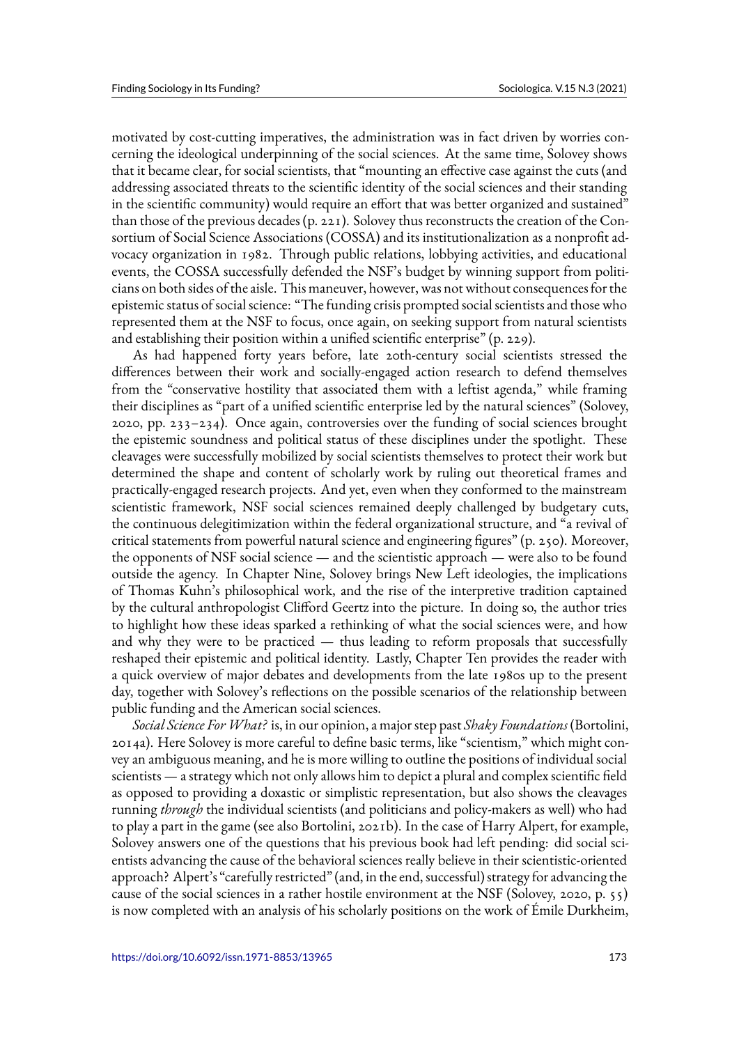motivated by cost-cutting imperatives, the administration was in fact driven by worries concerning the ideological underpinning of the social sciences. At the same time, Solovey shows that it became clear, for social scientists, that "mounting an effective case against the cuts (and addressing associated threats to the scientific identity of the social sciences and their standing in the scientific community) would require an effort that was better organized and sustained" than those of the previous decades (p. 221). Solovey thus reconstructs the creation of the Consortium of Social Science Associations (COSSA) and its institutionalization as a nonprofit advocacy organization in 1982. Through public relations, lobbying activities, and educational events, the COSSA successfully defended the NSF's budget by winning support from politicians on both sides of the aisle. This maneuver, however, was not without consequences for the epistemic status of social science: "The funding crisis prompted social scientists and those who represented them at the NSF to focus, once again, on seeking support from natural scientists and establishing their position within a unified scientific enterprise" (p. 229).

As had happened forty years before, late 20th-century social scientists stressed the differences between their work and socially-engaged action research to defend themselves from the "conservative hostility that associated them with a leftist agenda," while framing their disciplines as "part of a unified scientific enterprise led by the natural sciences" (Solovey, 2020, pp. 233–234). Once again, controversies over the funding of social sciences brought the epistemic soundness and political status of these disciplines under the spotlight. These cleavages were successfully mobilized by social scientists themselves to protect their work but determined the shape and content of scholarly work by ruling out theoretical frames and practically-engaged research projects. And yet, even when they conformed to the mainstream scientistic framework, NSF social sciences remained deeply challenged by budgetary cuts, the continuous delegitimization within the federal organizational structure, and "a revival of critical statements from powerful natural science and engineering figures" (p. 250). Moreover, the opponents of NSF social science — and the scientistic approach — were also to be found outside the agency. In Chapter Nine, Solovey brings New Left ideologies, the implications of Thomas Kuhn's philosophical work, and the rise of the interpretive tradition captained by the cultural anthropologist Clifford Geertz into the picture. In doing so, the author tries to highlight how these ideas sparked a rethinking of what the social sciences were, and how and why they were to be practiced — thus leading to reform proposals that successfully reshaped their epistemic and political identity. Lastly, Chapter Ten provides the reader with a quick overview of major debates and developments from the late 1980s up to the present day, together with Solovey's reflections on the possible scenarios of the relationship between public funding and the American social sciences.

*Social Science For What?* is, in our opinion, a major step past *Shaky Foundations* (Bortolini, 2014a). Here Solovey is more careful to define basic terms, like "scientism," which might convey an ambiguous meaning, and he is more willing to outline the positions of individual social scientists — a strategy which not only allows him to depict a plural and complex scientific field as opposed to providing a doxastic or simplistic representation, but also shows the cleavages running *through* the individual scientists (and politicians and policy-makers as well) who had to play a part in the game (see also Bortolini, 2021b). In the case of Harry Alpert, for example, Solovey answers one of the questions that his previous book had left pending: did social scientists advancing the cause of the behavioral sciences really believe in their scientistic-oriented approach? Alpert's "carefully restricted" (and, in the end, successful) strategy for advancing the cause of the social sciences in a rather hostile environment at the NSF (Solovey, 2020, p. 55) is now completed with an analysis of his scholarly positions on the work of Émile Durkheim,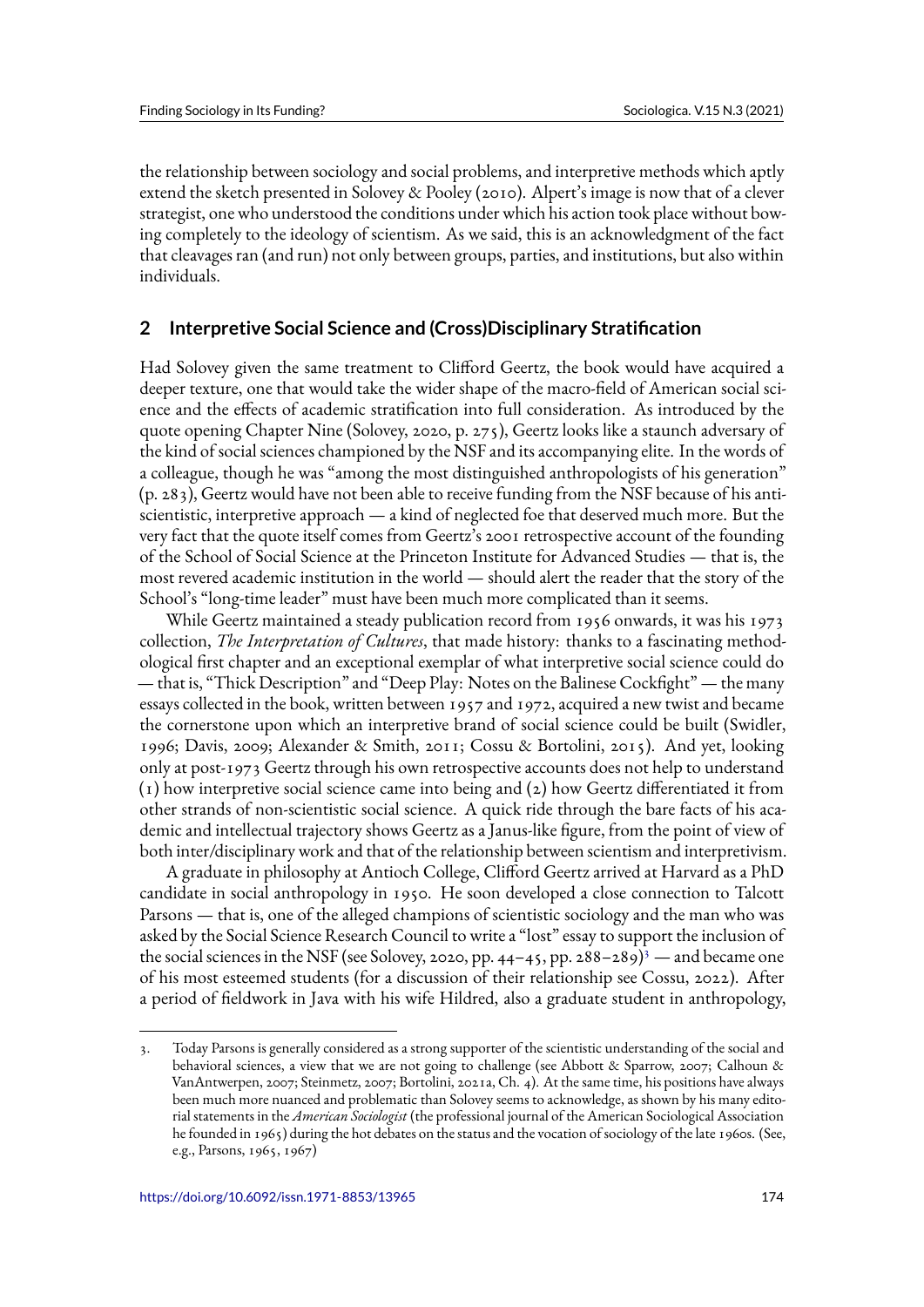the relationship between sociology and social problems, and interpretive methods which aptly extend the sketch presented in Solovey & Pooley (2010). Alpert's image is now that of a clever strategist, one who understood the conditions under which his action took place without bowing completely to the ideology of scientism. As we said, this is an acknowledgment of the fact that cleavages ran (and run) not only between groups, parties, and institutions, but also within individuals.

## 2 Interpretive Social Science and (Cross)Disciplinary Stratification

Had Solovey given the same treatment to Clifford Geertz, the book would have acquired a deeper texture, one that would take the wider shape of the macro-field of American social science and the effects of academic stratification into full consideration. As introduced by the quote opening Chapter Nine (Solovey, 2020, p. 275), Geertz looks like a staunch adversary of the kind of social sciences championed by the NSF and its accompanying elite. In the words of a colleague, though he was "among the most distinguished anthropologists of his generation" (p. 283), Geertz would have not been able to receive funding from the NSF because of his anti-scientistic, interpretive approach — a kind of neglected foe that deserved much more. But the very fact that the quote itself comes from Geertz's 2001 retrospective account of the founding of the School of Social Science at the Princeton Institute for Advanced Studies — that is, the most revered academic institution in the world — should alert the reader that the story of the School's "long-time leader" must have been much more complicated than it seems.

While Geertz maintained a steady publication record from 1956 onwards, it was his 1973 collection, *The Interpretation of Cultures*, that made history: thanks to a fascinating methodological first chapter and an exceptional exemplar of what interpretive social science could do — that is, "Thick Description" and "Deep Play: Notes on the Balinese Cockfight" — the many essays collected in the book, written between 1957 and 1972, acquired a new twist and became the cornerstone upon which an interpretive brand of social science could be built (Swidler, 1996; Davis, 2009; Alexander & Smith, 2011; Cossu & Bortolini, 2015). And yet, looking only at post-1973 Geertz through his own retrospective accounts does not help to understand (1) how interpretive social science came into being and (2) how Geertz differentiated it from other strands of non-scientistic social science. A quick ride through the bare facts of his academic and intellectual trajectory shows Geertz as a Janus-like figure, from the point of view of both inter/disciplinary work and that of the relationship between scientism and interpretivism.

A graduate in philosophy at Antioch College, Clifford Geertz arrived at Harvard as a PhD candidate in social anthropology in 1950. He soon developed a close connection to Talcott Parsons — that is, one of the alleged champions of scientistic sociology and the man who was asked by the Social Science Research Council to write a "lost" essay to support the inclusion of the social sciences in the NSF (see Solovey, 2020, pp. 44–45, pp. 288–289)[3] — and became one of his most esteemed students (for a discussion of their relationship see Cossu, 2022). After a period of fieldwork in Java with his wife Hildred, also a graduate student in anthropology,

3. Today Parsons is generally considered as a strong supporter of the scientistic understanding of the social and behavioral sciences, a view that we are not going to challenge (see Abbott & Sparrow, 2007; Calhoun & VanAntwerpen, 2007; Steinmetz, 2007; Bortolini, 2021a, Ch. 4). At the same time, his positions have always been much more nuanced and problematic than Solovey seems to acknowledge, as shown by his many editorial statements in the *American Sociologist* (the professional journal of the American Sociological Association he founded in 1965) during the hot debates on the status and the vocation of sociology of the late 1960s. (See, e.g., Parsons, 1965, 1967)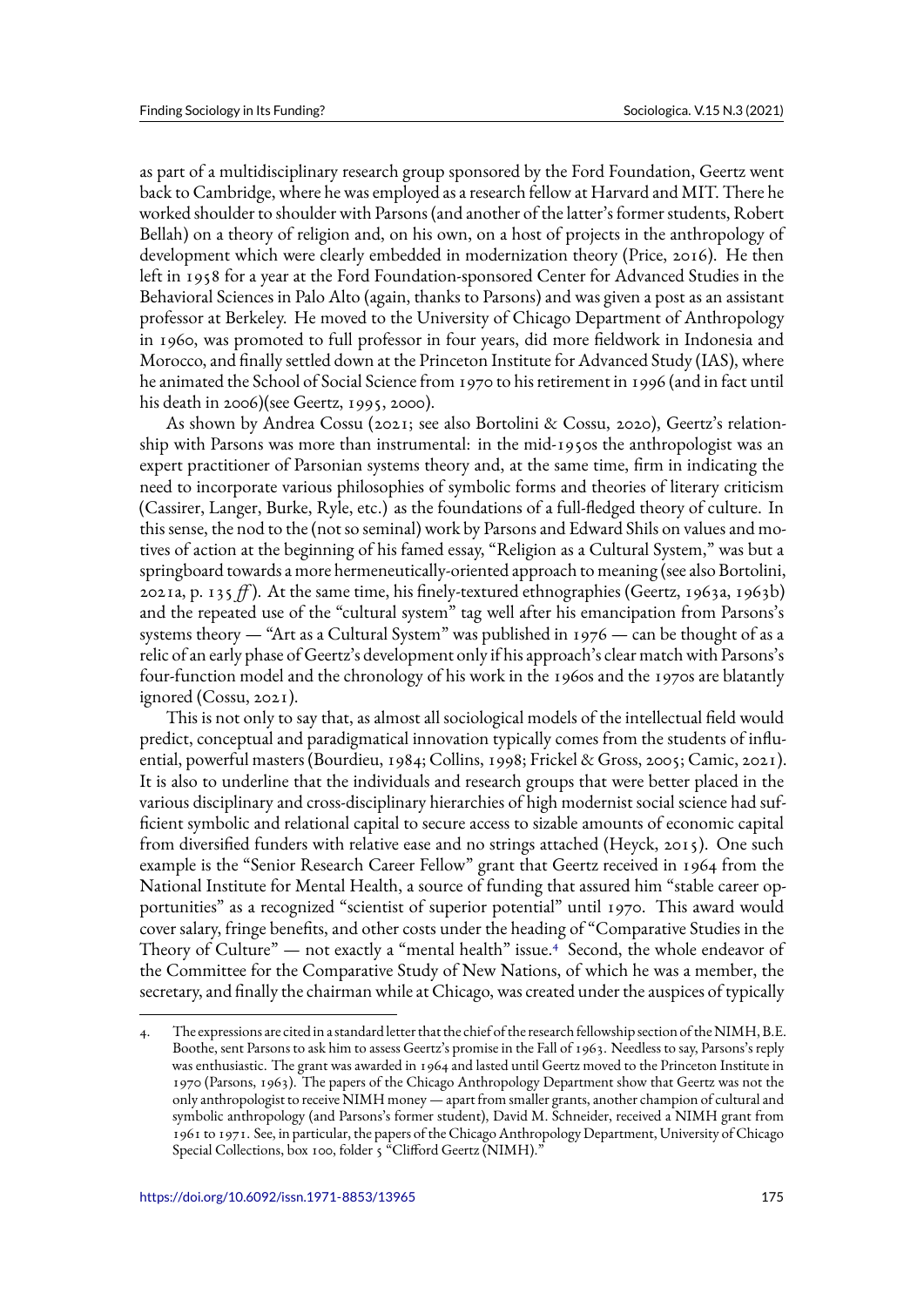as part of a multidisciplinary research group sponsored by the Ford Foundation, Geertz went back to Cambridge, where he was employed as a research fellow at Harvard and MIT. There he worked shoulder to shoulder with Parsons (and another of the latter's former students, Robert Bellah) on a theory of religion and, on his own, on a host of projects in the anthropology of development which were clearly embedded in modernization theory (Price, 2016). He then left in 1958 for a year at the Ford Foundation-sponsored Center for Advanced Studies in the Behavioral Sciences in Palo Alto (again, thanks to Parsons) and was given a post as an assistant professor at Berkeley. He moved to the University of Chicago Department of Anthropology in 1960, was promoted to full professor in four years, did more fieldwork in Indonesia and Morocco, and finally settled down at the Princeton Institute for Advanced Study (IAS), where he animated the School of Social Science from 1970 to his retirement in 1996 (and in fact until his death in 2006)(see Geertz, 1995, 2000).

As shown by Andrea Cossu (2021; see also Bortolini & Cossu, 2020), Geertz's relationship with Parsons was more than instrumental: in the mid-1950s the anthropologist was an expert practitioner of Parsonian systems theory and, at the same time, firm in indicating the need to incorporate various philosophies of symbolic forms and theories of literary criticism (Cassirer, Langer, Burke, Ryle, etc.) as the foundations of a full-fledged theory of culture. In this sense, the nod to the (not so seminal) work by Parsons and Edward Shils on values and motives of action at the beginning of his famed essay, "Religion as a Cultural System," was but a springboard towards a more hermeneutically-oriented approach to meaning (see also Bortolini, 2021a, p. 135 *ff*). At the same time, his finely-textured ethnographies (Geertz, 1963a, 1963b) and the repeated use of the "cultural system" tag well after his emancipation from Parsons's systems theory — "Art as a Cultural System" was published in 1976 — can be thought of as a relic of an early phase of Geertz's development only if his approach's clear match with Parsons's four-function model and the chronology of his work in the 1960s and the 1970s are blatantly ignored (Cossu, 2021).

This is not only to say that, as almost all sociological models of the intellectual field would predict, conceptual and paradigmatical innovation typically comes from the students of influential, powerful masters (Bourdieu, 1984; Collins, 1998; Frickel & Gross, 2005; Camic, 2021). It is also to underline that the individuals and research groups that were better placed in the various disciplinary and cross-disciplinary hierarchies of high modernist social science had sufficient symbolic and relational capital to secure access to sizable amounts of economic capital from diversified funders with relative ease and no strings attached (Heyck, 2015). One such example is the "Senior Research Career Fellow" grant that Geertz received in 1964 from the National Institute for Mental Health, a source of funding that assured him "stable career opportunities" as a recognized "scientist of superior potential" until 1970. This award would cover salary, fringe benefits, and other costs under the heading of "Comparative Studies in the Theory of Culture" — not exactly a "mental health" issue.[4] Second, the whole endeavor of the Committee for the Comparative Study of New Nations, of which he was a member, the secretary, and finally the chairman while at Chicago, was created under the auspices of typically

4. The expressions are cited in a standard letter that the chief of the research fellowship section of the NIMH, B.E. Boothe, sent Parsons to ask him to assess Geertz's promise in the Fall of 1963. Needless to say, Parsons's reply was enthusiastic. The grant was awarded in 1964 and lasted until Geertz moved to the Princeton Institute in 1970 (Parsons, 1963). The papers of the Chicago Anthropology Department show that Geertz was not the only anthropologist to receive NIMH money — apart from smaller grants, another champion of cultural and symbolic anthropology (and Parsons's former student), David M. Schneider, received a NIMH grant from 1961 to 1971. See, in particular, the papers of the Chicago Anthropology Department, University of Chicago Special Collections, box 100, folder 5 "Clifford Geertz (NIMH)."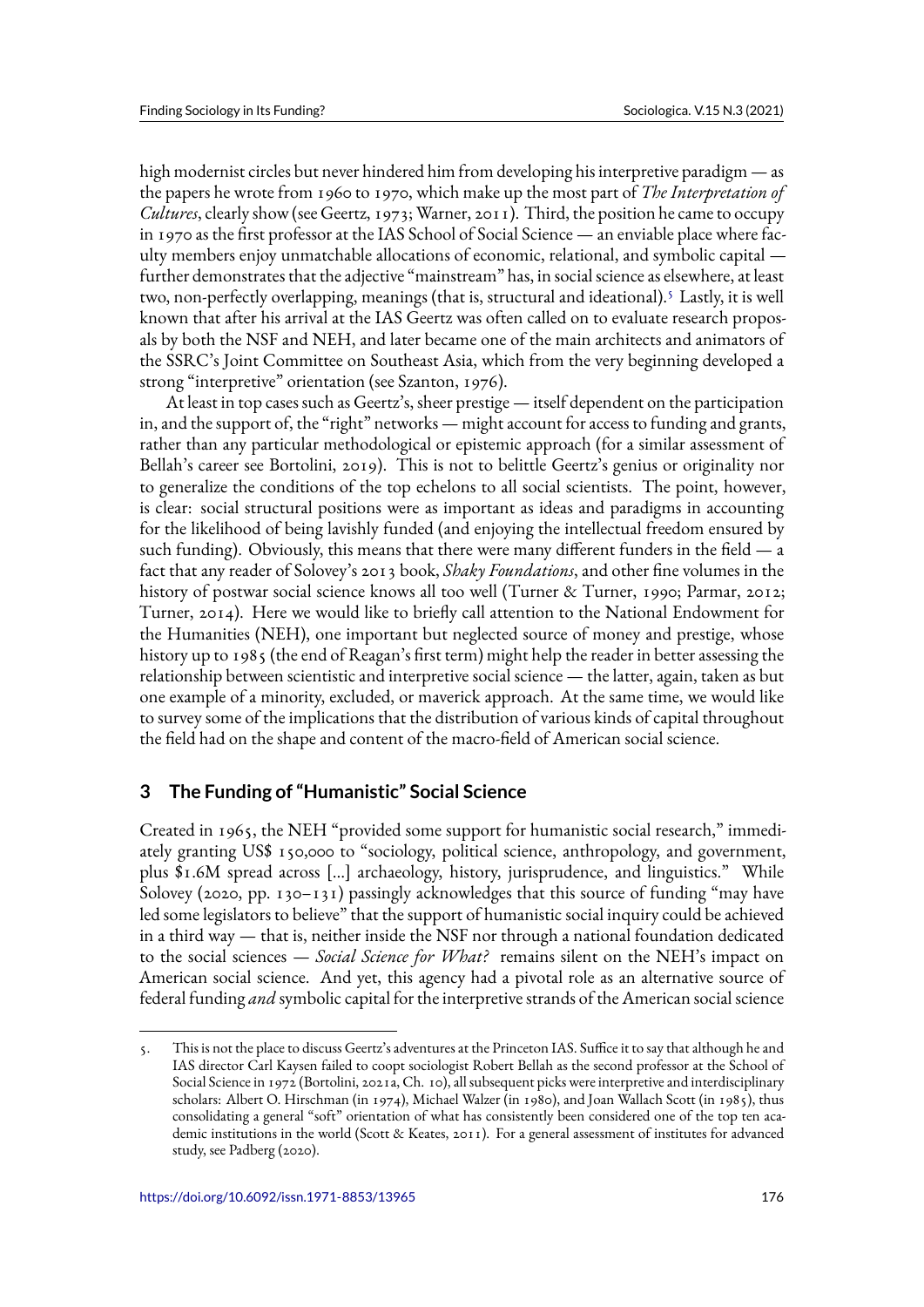high modernist circles but never hindered him from developing his interpretive paradigm — as the papers he wrote from 1960 to 1970, which make up the most part of *The Interpretation of Cultures*, clearly show (see Geertz, 1973; Warner, 2011). Third, the position he came to occupy in 1970 as the first professor at the IAS School of Social Science — an enviable place where faculty members enjoy unmatchable allocations of economic, relational, and symbolic capital — further demonstrates that the adjective "mainstream" has, in social science as elsewhere, at least two, non-perfectly overlapping, meanings (that is, structural and ideational).[5] Lastly, it is well known that after his arrival at the IAS Geertz was often called on to evaluate research proposals by both the NSF and NEH, and later became one of the main architects and animators of the SSRC's Joint Committee on Southeast Asia, which from the very beginning developed a strong "interpretive" orientation (see Szanton, 1976).

At least in top cases such as Geertz's, sheer prestige — itself dependent on the participation in, and the support of, the "right" networks — might account for access to funding and grants, rather than any particular methodological or epistemic approach (for a similar assessment of Bellah's career see Bortolini, 2019). This is not to belittle Geertz's genius or originality nor to generalize the conditions of the top echelons to all social scientists. The point, however, is clear: social structural positions were as important as ideas and paradigms in accounting for the likelihood of being lavishly funded (and enjoying the intellectual freedom ensured by such funding). Obviously, this means that there were many different funders in the field — a fact that any reader of Solovey's 2013 book, *Shaky Foundations*, and other fine volumes in the history of postwar social science knows all too well (Turner & Turner, 1990; Parmar, 2012; Turner, 2014). Here we would like to briefly call attention to the National Endowment for the Humanities (NEH), one important but neglected source of money and prestige, whose history up to 1985 (the end of Reagan's first term) might help the reader in better assessing the relationship between scientistic and interpretive social science — the latter, again, taken as but one example of a minority, excluded, or maverick approach. At the same time, we would like to survey some of the implications that the distribution of various kinds of capital throughout the field had on the shape and content of the macro-field of American social science.

## 3 The Funding of "Humanistic" Social Science

Created in 1965, the NEH "provided some support for humanistic social research," immediately granting US$ 150,000 to "sociology, political science, anthropology, and government, plus $1.6M spread across [...] archaeology, history, jurisprudence, and linguistics." While Solovey (2020, pp. 130–131) passingly acknowledges that this source of funding "may have led some legislators to believe" that the support of humanistic social inquiry could be achieved in a third way — that is, neither inside the NSF nor through a national foundation dedicated to the social sciences — *Social Science for What?* remains silent on the NEH's impact on American social science. And yet, this agency had a pivotal role as an alternative source of federal funding *and* symbolic capital for the interpretive strands of the American social science

5. This is not the place to discuss Geertz's adventures at the Princeton IAS. Suffice it to say that although he and IAS director Carl Kaysen failed to coopt sociologist Robert Bellah as the second professor at the School of Social Science in 1972 (Bortolini, 2021a, Ch. 10), all subsequent picks were interpretive and interdisciplinary scholars: Albert O. Hirschman (in 1974), Michael Walzer (in 1980), and Joan Wallach Scott (in 1985), thus consolidating a general "soft" orientation of what has consistently been considered one of the top ten academic institutions in the world (Scott & Keates, 2011). For a general assessment of institutes for advanced study, see Padberg (2020).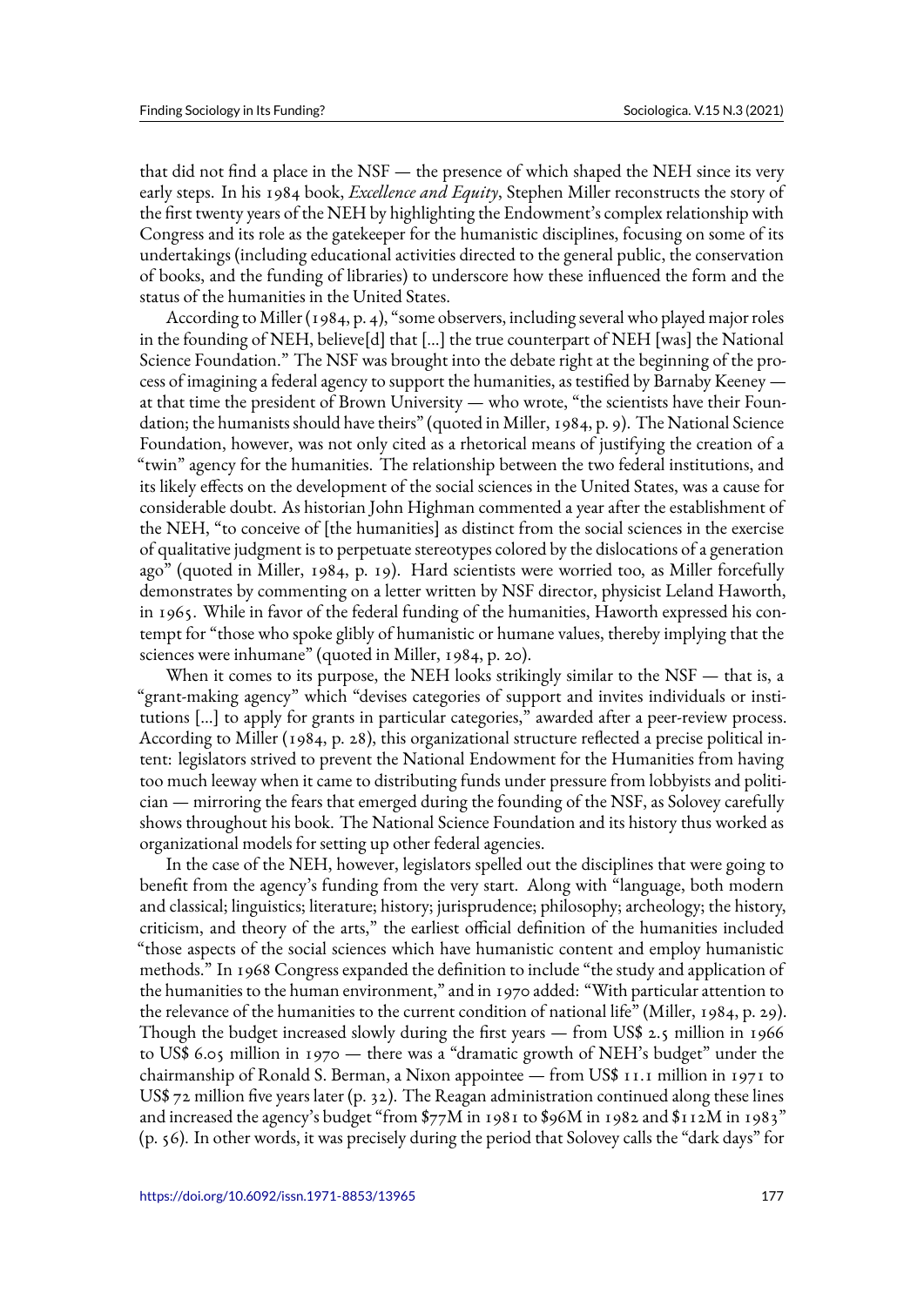that did not find a place in the NSF — the presence of which shaped the NEH since its very early steps. In his 1984 book, *Excellence and Equity*, Stephen Miller reconstructs the story of the first twenty years of the NEH by highlighting the Endowment's complex relationship with Congress and its role as the gatekeeper for the humanistic disciplines, focusing on some of its undertakings (including educational activities directed to the general public, the conservation of books, and the funding of libraries) to underscore how these influenced the form and the status of the humanities in the United States.

According to Miller (1984, p. 4), "some observers, including several who played major roles in the founding of NEH, believe[d] that [...] the true counterpart of NEH [was] the National Science Foundation." The NSF was brought into the debate right at the beginning of the process of imagining a federal agency to support the humanities, as testified by Barnaby Keeney — at that time the president of Brown University — who wrote, "the scientists have their Foundation; the humanists should have theirs" (quoted in Miller, 1984, p. 9). The National Science Foundation, however, was not only cited as a rhetorical means of justifying the creation of a "twin" agency for the humanities. The relationship between the two federal institutions, and its likely effects on the development of the social sciences in the United States, was a cause for considerable doubt. As historian John Highman commented a year after the establishment of the NEH, "to conceive of [the humanities] as distinct from the social sciences in the exercise of qualitative judgment is to perpetuate stereotypes colored by the dislocations of a generation ago" (quoted in Miller, 1984, p. 19). Hard scientists were worried too, as Miller forcefully demonstrates by commenting on a letter written by NSF director, physicist Leland Haworth, in 1965. While in favor of the federal funding of the humanities, Haworth expressed his contempt for "those who spoke glibly of humanistic or humane values, thereby implying that the sciences were inhumane" (quoted in Miller, 1984, p. 20).

When it comes to its purpose, the NEH looks strikingly similar to the NSF — that is, a "grant-making agency" which "devises categories of support and invites individuals or institutions [...] to apply for grants in particular categories," awarded after a peer-review process. According to Miller (1984, p. 28), this organizational structure reflected a precise political intent: legislators strived to prevent the National Endowment for the Humanities from having too much leeway when it came to distributing funds under pressure from lobbyists and politician — mirroring the fears that emerged during the founding of the NSF, as Solovey carefully shows throughout his book. The National Science Foundation and its history thus worked as organizational models for setting up other federal agencies.

In the case of the NEH, however, legislators spelled out the disciplines that were going to benefit from the agency's funding from the very start. Along with "language, both modern and classical; linguistics; literature; history; jurisprudence; philosophy; archeology; the history, criticism, and theory of the arts," the earliest official definition of the humanities included "those aspects of the social sciences which have humanistic content and employ humanistic methods." In 1968 Congress expanded the definition to include "the study and application of the humanities to the human environment," and in 1970 added: "With particular attention to the relevance of the humanities to the current condition of national life" (Miller, 1984, p. 29). Though the budget increased slowly during the first years — from US$ 2.5 million in 1966 to US$ 6.05 million in 1970 — there was a "dramatic growth of NEH's budget" under the chairmanship of Ronald S. Berman, a Nixon appointee — from US$ 11.1 million in 1971 to US$ 72 million five years later (p. 32). The Reagan administration continued along these lines and increased the agency's budget "from $77M in 1981 to $96M in 1982 and $112M in 1983" (p. 56). In other words, it was precisely during the period that Solovey calls the "dark days" for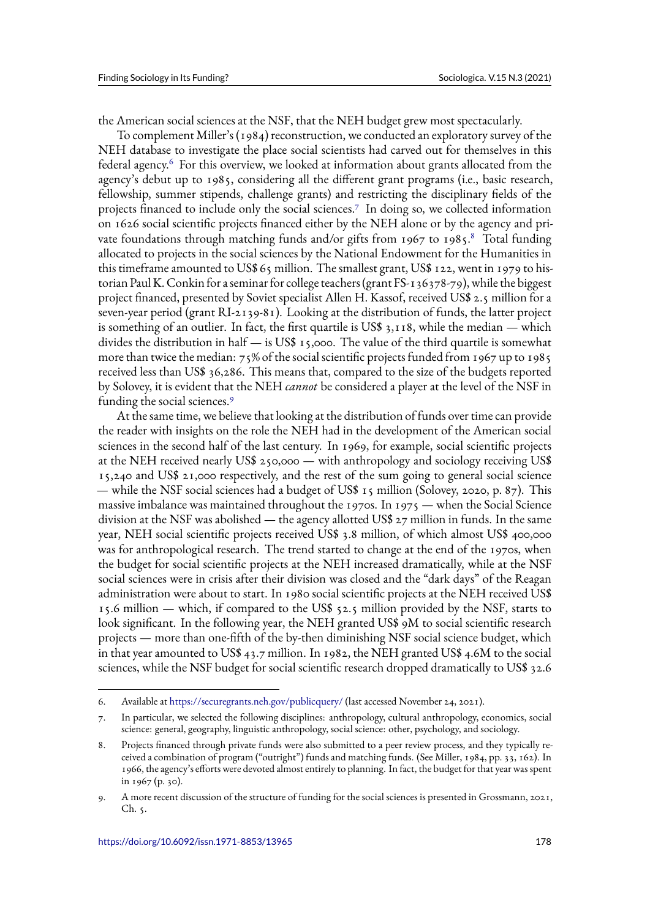the American social sciences at the NSF, that the NEH budget grew most spectacularly.

To complement Miller's (1984) reconstruction, we conducted an exploratory survey of the NEH database to investigate the place social scientists had carved out for themselves in this federal agency.[6] For this overview, we looked at information about grants allocated from the agency's debut up to 1985, considering all the different grant programs (i.e., basic research, fellowship, summer stipends, challenge grants) and restricting the disciplinary fields of the projects financed to include only the social sciences.[7] In doing so, we collected information on 1626 social scientific projects financed either by the NEH alone or by the agency and private foundations through matching funds and/or gifts from 1967 to 1985.[8] Total funding allocated to projects in the social sciences by the National Endowment for the Humanities in this timeframe amounted to US$ 65 million. The smallest grant, US$ 122, went in 1979 to historian Paul K. Conkin for a seminar for college teachers (grant FS-136378-79), while the biggest project financed, presented by Soviet specialist Allen H. Kassof, received US$ 2.5 million for a seven-year period (grant RI-2139-81). Looking at the distribution of funds, the latter project is something of an outlier. In fact, the first quartile is US$ 3,118, while the median — which divides the distribution in half — is US$ 15,000. The value of the third quartile is somewhat more than twice the median: 75% of the social scientific projects funded from 1967 up to 1985 received less than US$ 36,286. This means that, compared to the size of the budgets reported by Solovey, it is evident that the NEH *cannot* be considered a player at the level of the NSF in funding the social sciences.[9]

At the same time, we believe that looking at the distribution of funds over time can provide the reader with insights on the role the NEH had in the development of the American social sciences in the second half of the last century. In 1969, for example, social scientific projects at the NEH received nearly US$ 250,000 — with anthropology and sociology receiving US$ 15,240 and US$ 21,000 respectively, and the rest of the sum going to general social science — while the NSF social sciences had a budget of US$ 15 million (Solovey, 2020, p. 87). This massive imbalance was maintained throughout the 1970s. In 1975 — when the Social Science division at the NSF was abolished — the agency allotted US$ 27 million in funds. In the same year, NEH social scientific projects received US$ 3.8 million, of which almost US$ 400,000 was for anthropological research. The trend started to change at the end of the 1970s, when the budget for social scientific projects at the NEH increased dramatically, while at the NSF social sciences were in crisis after their division was closed and the "dark days" of the Reagan administration were about to start. In 1980 social scientific projects at the NEH received US$ 15.6 million — which, if compared to the US$ 52.5 million provided by the NSF, starts to look significant. In the following year, the NEH granted US$ 9M to social scientific research projects — more than one-fifth of the by-then diminishing NSF social science budget, which in that year amounted to US$ 43.7 million. In 1982, the NEH granted US$ 4.6M to the social sciences, while the NSF budget for social scientific research dropped dramatically to US$ 32.6

6. Available at https://securegrants.neh.gov/publicquery/ (last accessed November 24, 2021).

7. In particular, we selected the following disciplines: anthropology, cultural anthropology, economics, social science: general, geography, linguistic anthropology, social science: other, psychology, and sociology.

8. Projects financed through private funds were also submitted to a peer review process, and they typically received a combination of program ("outright") funds and matching funds. (See Miller, 1984, pp. 33, 162). In 1966, the agency's efforts were devoted almost entirely to planning. In fact, the budget for that year was spent in 1967 (p. 30).

9. A more recent discussion of the structure of funding for the social sciences is presented in Grossmann, 2021, Ch. 5.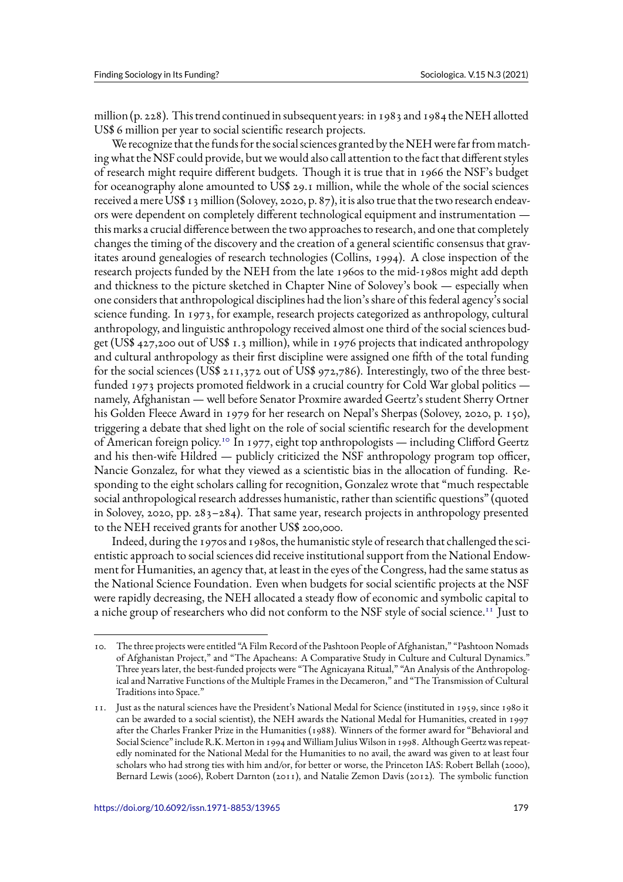million (p. 228). This trend continued in subsequent years: in 1983 and 1984 the NEH allotted US$ 6 million per year to social scientific research projects.

We recognize that the funds for the social sciences granted by the NEH were far from matching what the NSF could provide, but we would also call attention to the fact that different styles of research might require different budgets. Though it is true that in 1966 the NSF's budget for oceanography alone amounted to US$ 29.1 million, while the whole of the social sciences received a mere US$ 13 million (Solovey, 2020, p. 87), it is also true that the two research endeavors were dependent on completely different technological equipment and instrumentation — this marks a crucial difference between the two approaches to research, and one that completely changes the timing of the discovery and the creation of a general scientific consensus that gravitates around genealogies of research technologies (Collins, 1994). A close inspection of the research projects funded by the NEH from the late 1960s to the mid-1980s might add depth and thickness to the picture sketched in Chapter Nine of Solovey's book — especially when one considers that anthropological disciplines had the lion's share of this federal agency's social science funding. In 1973, for example, research projects categorized as anthropology, cultural anthropology, and linguistic anthropology received almost one third of the social sciences budget (US$ 427,200 out of US$ 1.3 million), while in 1976 projects that indicated anthropology and cultural anthropology as their first discipline were assigned one fifth of the total funding for the social sciences (US$ 211,372 out of US$ 972,786). Interestingly, two of the three best-funded 1973 projects promoted fieldwork in a crucial country for Cold War global politics — namely, Afghanistan — well before Senator Proxmire awarded Geertz's student Sherry Ortner his Golden Fleece Award in 1979 for her research on Nepal's Sherpas (Solovey, 2020, p. 150), triggering a debate that shed light on the role of social scientific research for the development of American foreign policy.[10] In 1977, eight top anthropologists — including Clifford Geertz and his then-wife Hildred — publicly criticized the NSF anthropology program top officer, Nancie Gonzalez, for what they viewed as a scientistic bias in the allocation of funding. Responding to the eight scholars calling for recognition, Gonzalez wrote that "much respectable social anthropological research addresses humanistic, rather than scientific questions" (quoted in Solovey, 2020, pp. 283–284). That same year, research projects in anthropology presented to the NEH received grants for another US$ 200,000.

Indeed, during the 1970s and 1980s, the humanistic style of research that challenged the scientistic approach to social sciences did receive institutional support from the National Endowment for Humanities, an agency that, at least in the eyes of the Congress, had the same status as the National Science Foundation. Even when budgets for social scientific projects at the NSF were rapidly decreasing, the NEH allocated a steady flow of economic and symbolic capital to a niche group of researchers who did not conform to the NSF style of social science.[11] Just to

---

10. The three projects were entitled "A Film Record of the Pashtoon People of Afghanistan," "Pashtoon Nomads of Afghanistan Project," and "The Apacheans: A Comparative Study in Culture and Cultural Dynamics." Three years later, the best-funded projects were "The Agnicayana Ritual," "An Analysis of the Anthropological and Narrative Functions of the Multiple Frames in the Decameron," and "The Transmission of Cultural Traditions into Space."

11. Just as the natural sciences have the President's National Medal for Science (instituted in 1959, since 1980 it can be awarded to a social scientist), the NEH awards the National Medal for Humanities, created in 1997 after the Charles Franker Prize in the Humanities (1988). Winners of the former award for "Behavioral and Social Science" include R.K. Merton in 1994 and William Julius Wilson in 1998. Although Geertz was repeatedly nominated for the National Medal for the Humanities to no avail, the award was given to at least four scholars who had strong ties with him and/or, for better or worse, the Princeton IAS: Robert Bellah (2000), Bernard Lewis (2006), Robert Darnton (2011), and Natalie Zemon Davis (2012). The symbolic function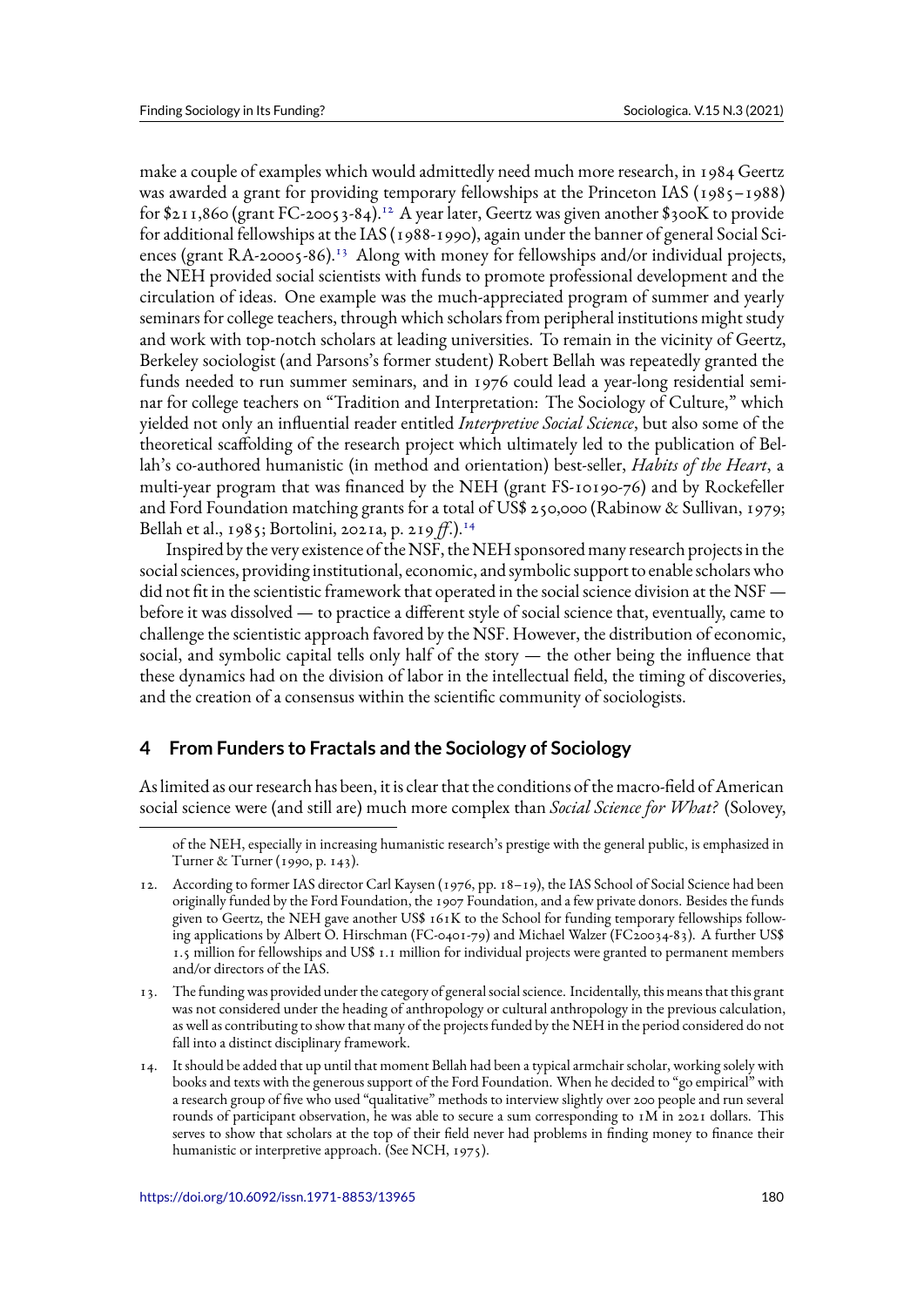make a couple of examples which would admittedly need much more research, in 1984 Geertz was awarded a grant for providing temporary fellowships at the Princeton IAS (1985–1988) for $211,860 (grant FC-20053-84).[12] A year later, Geertz was given another $300K to provide for additional fellowships at the IAS (1988-1990), again under the banner of general Social Sciences (grant RA-20005-86).[13] Along with money for fellowships and/or individual projects, the NEH provided social scientists with funds to promote professional development and the circulation of ideas. One example was the much-appreciated program of summer and yearly seminars for college teachers, through which scholars from peripheral institutions might study and work with top-notch scholars at leading universities. To remain in the vicinity of Geertz, Berkeley sociologist (and Parsons's former student) Robert Bellah was repeatedly granted the funds needed to run summer seminars, and in 1976 could lead a year-long residential seminar for college teachers on "Tradition and Interpretation: The Sociology of Culture," which yielded not only an influential reader entitled *Interpretive Social Science*, but also some of the theoretical scaffolding of the research project which ultimately led to the publication of Bellah's co-authored humanistic (in method and orientation) best-seller, *Habits of the Heart*, a multi-year program that was financed by the NEH (grant FS-10190-76) and by Rockefeller and Ford Foundation matching grants for a total of US$ 250,000 (Rabinow & Sullivan, 1979; Bellah et al., 1985; Bortolini, 2021a, p. 219 *ff.*).[14]

Inspired by the very existence of the NSF, the NEH sponsored many research projects in the social sciences, providing institutional, economic, and symbolic support to enable scholars who did not fit in the scientistic framework that operated in the social science division at the NSF — before it was dissolved — to practice a different style of social science that, eventually, came to challenge the scientistic approach favored by the NSF. However, the distribution of economic, social, and symbolic capital tells only half of the story — the other being the influence that these dynamics had on the division of labor in the intellectual field, the timing of discoveries, and the creation of a consensus within the scientific community of sociologists.

## 4 From Funders to Fractals and the Sociology of Sociology

As limited as our research has been, it is clear that the conditions of the macro-field of American social science were (and still are) much more complex than *Social Science for What?* (Solovey,

of the NEH, especially in increasing humanistic research's prestige with the general public, is emphasized in Turner & Turner (1990, p. 143).

12. According to former IAS director Carl Kaysen (1976, pp. 18–19), the IAS School of Social Science had been originally funded by the Ford Foundation, the 1907 Foundation, and a few private donors. Besides the funds given to Geertz, the NEH gave another US$ 161K to the School for funding temporary fellowships following applications by Albert O. Hirschman (FC-0401-79) and Michael Walzer (FC20034-83). A further US$ 1.5 million for fellowships and US$ 1.1 million for individual projects were granted to permanent members and/or directors of the IAS.

13. The funding was provided under the category of general social science. Incidentally, this means that this grant was not considered under the heading of anthropology or cultural anthropology in the previous calculation, as well as contributing to show that many of the projects funded by the NEH in the period considered do not fall into a distinct disciplinary framework.

14. It should be added that up until that moment Bellah had been a typical armchair scholar, working solely with books and texts with the generous support of the Ford Foundation. When he decided to "go empirical" with a research group of five who used "qualitative" methods to interview slightly over 200 people and run several rounds of participant observation, he was able to secure a sum corresponding to 1M in 2021 dollars. This serves to show that scholars at the top of their field never had problems in finding money to finance their humanistic or interpretive approach. (See NCH, 1975).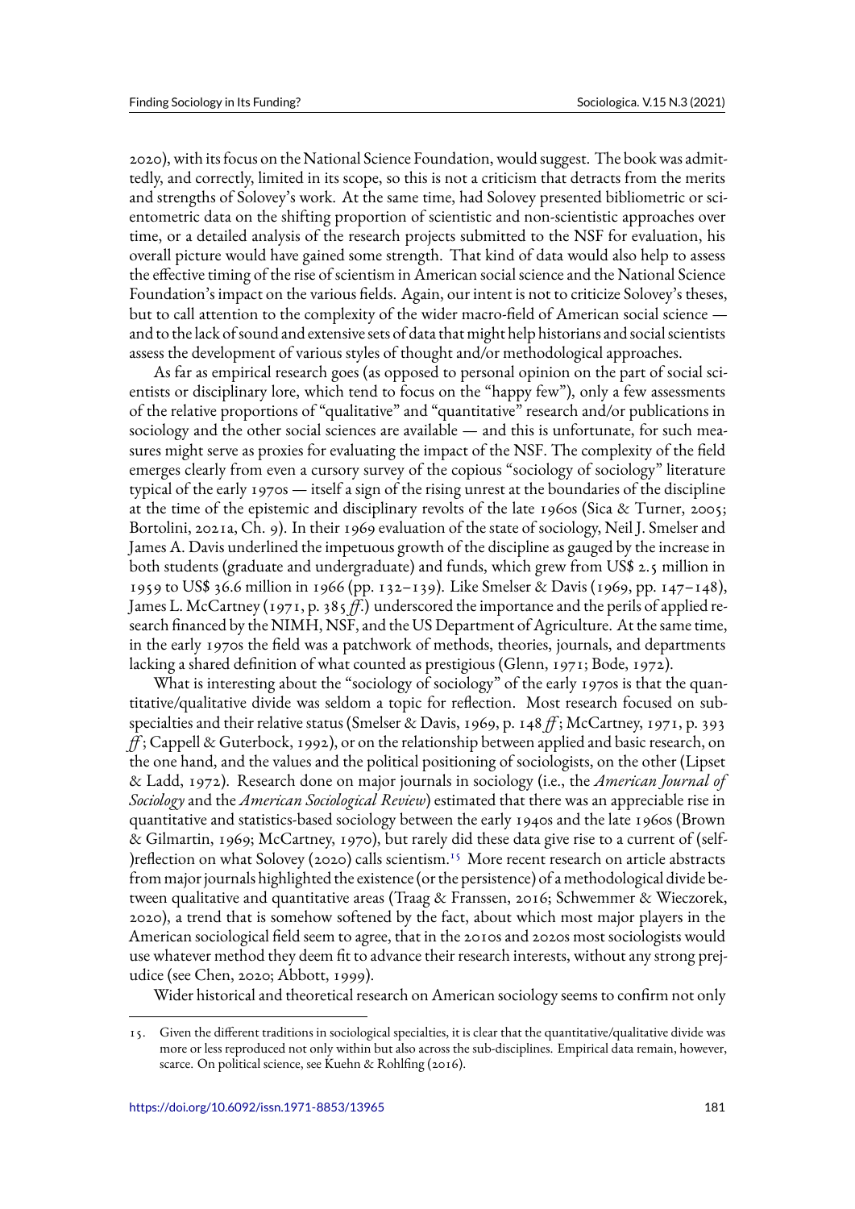2020), with its focus on the National Science Foundation, would suggest. The book was admittedly, and correctly, limited in its scope, so this is not a criticism that detracts from the merits and strengths of Solovey's work. At the same time, had Solovey presented bibliometric or scientometric data on the shifting proportion of scientistic and non-scientistic approaches over time, or a detailed analysis of the research projects submitted to the NSF for evaluation, his overall picture would have gained some strength. That kind of data would also help to assess the effective timing of the rise of scientism in American social science and the National Science Foundation's impact on the various fields. Again, our intent is not to criticize Solovey's theses, but to call attention to the complexity of the wider macro-field of American social science — and to the lack of sound and extensive sets of data that might help historians and social scientists assess the development of various styles of thought and/or methodological approaches.

As far as empirical research goes (as opposed to personal opinion on the part of social scientists or disciplinary lore, which tend to focus on the "happy few"), only a few assessments of the relative proportions of "qualitative" and "quantitative" research and/or publications in sociology and the other social sciences are available — and this is unfortunate, for such measures might serve as proxies for evaluating the impact of the NSF. The complexity of the field emerges clearly from even a cursory survey of the copious "sociology of sociology" literature typical of the early 1970s — itself a sign of the rising unrest at the boundaries of the discipline at the time of the epistemic and disciplinary revolts of the late 1960s (Sica & Turner, 2005; Bortolini, 2021a, Ch. 9). In their 1969 evaluation of the state of sociology, Neil J. Smelser and James A. Davis underlined the impetuous growth of the discipline as gauged by the increase in both students (graduate and undergraduate) and funds, which grew from US$ 2.5 million in 1959 to US$ 36.6 million in 1966 (pp. 132–139). Like Smelser & Davis (1969, pp. 147–148), James L. McCartney (1971, p. 385 *ff.*) underscored the importance and the perils of applied research financed by the NIMH, NSF, and the US Department of Agriculture. At the same time, in the early 1970s the field was a patchwork of methods, theories, journals, and departments lacking a shared definition of what counted as prestigious (Glenn, 1971; Bode, 1972).

What is interesting about the "sociology of sociology" of the early 1970s is that the quantitative/qualitative divide was seldom a topic for reflection. Most research focused on subspecialties and their relative status (Smelser & Davis, 1969, p. 148 *ff*; McCartney, 1971, p. 393 *ff*; Cappell & Guterbock, 1992), or on the relationship between applied and basic research, on the one hand, and the values and the political positioning of sociologists, on the other (Lipset & Ladd, 1972). Research done on major journals in sociology (i.e., the *American Journal of Sociology* and the *American Sociological Review*) estimated that there was an appreciable rise in quantitative and statistics-based sociology between the early 1940s and the late 1960s (Brown & Gilmartin, 1969; McCartney, 1970), but rarely did these data give rise to a current of (self-)reflection on what Solovey (2020) calls scientism.[15] More recent research on article abstracts from major journals highlighted the existence (or the persistence) of a methodological divide between qualitative and quantitative areas (Traag & Franssen, 2016; Schwemmer & Wieczorek, 2020), a trend that is somehow softened by the fact, about which most major players in the American sociological field seem to agree, that in the 2010s and 2020s most sociologists would use whatever method they deem fit to advance their research interests, without any strong prejudice (see Chen, 2020; Abbott, 1999).

Wider historical and theoretical research on American sociology seems to confirm not only

---

15. Given the different traditions in sociological specialties, it is clear that the quantitative/qualitative divide was more or less reproduced not only within but also across the sub-disciplines. Empirical data remain, however, scarce. On political science, see Kuehn & Rohlfing (2016).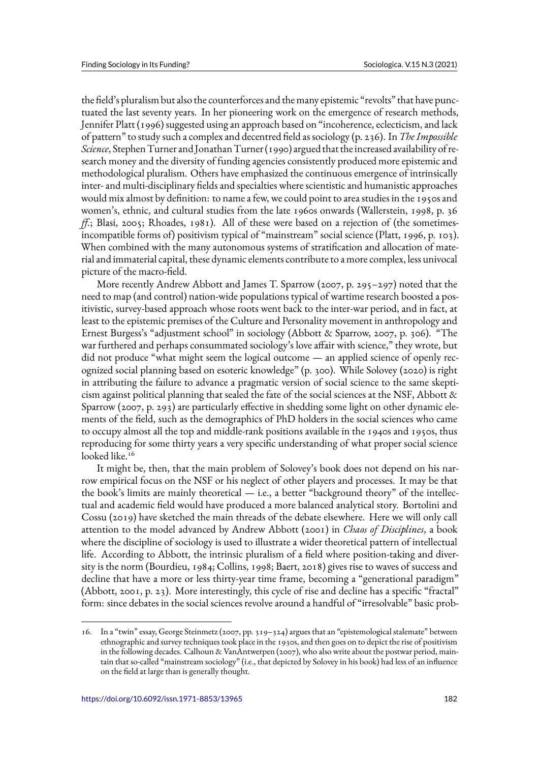the field's pluralism but also the counterforces and the many epistemic "revolts" that have punctuated the last seventy years. In her pioneering work on the emergence of research methods, Jennifer Platt (1996) suggested using an approach based on "incoherence, eclecticism, and lack of pattern" to study such a complex and decentred field as sociology (p. 236). In *The Impossible Science*, Stephen Turner and Jonathan Turner (1990) argued that the increased availability of research money and the diversity of funding agencies consistently produced more epistemic and methodological pluralism. Others have emphasized the continuous emergence of intrinsically inter- and multi-disciplinary fields and specialties where scientistic and humanistic approaches would mix almost by definition: to name a few, we could point to area studies in the 1950s and women's, ethnic, and cultural studies from the late 1960s onwards (Wallerstein, 1998, p. 36 *ff.*; Blasi, 2005; Rhoades, 1981). All of these were based on a rejection of (the sometimes-incompatible forms of) positivism typical of "mainstream" social science (Platt, 1996, p. 103). When combined with the many autonomous systems of stratification and allocation of material and immaterial capital, these dynamic elements contribute to a more complex, less univocal picture of the macro-field.

More recently Andrew Abbott and James T. Sparrow (2007, p. 295–297) noted that the need to map (and control) nation-wide populations typical of wartime research boosted a positivistic, survey-based approach whose roots went back to the inter-war period, and in fact, at least to the epistemic premises of the Culture and Personality movement in anthropology and Ernest Burgess's "adjustment school" in sociology (Abbott & Sparrow, 2007, p. 306). "The war furthered and perhaps consummated sociology's love affair with science," they wrote, but did not produce "what might seem the logical outcome — an applied science of openly recognized social planning based on esoteric knowledge" (p. 300). While Solovey (2020) is right in attributing the failure to advance a pragmatic version of social science to the same skepticism against political planning that sealed the fate of the social sciences at the NSF, Abbott & Sparrow (2007, p. 293) are particularly effective in shedding some light on other dynamic elements of the field, such as the demographics of PhD holders in the social sciences who came to occupy almost all the top and middle-rank positions available in the 1940s and 1950s, thus reproducing for some thirty years a very specific understanding of what proper social science looked like.[16]

It might be, then, that the main problem of Solovey's book does not depend on his narrow empirical focus on the NSF or his neglect of other players and processes. It may be that the book's limits are mainly theoretical — i.e., a better "background theory" of the intellectual and academic field would have produced a more balanced analytical story. Bortolini and Cossu (2019) have sketched the main threads of the debate elsewhere. Here we will only call attention to the model advanced by Andrew Abbott (2001) in *Chaos of Disciplines*, a book where the discipline of sociology is used to illustrate a wider theoretical pattern of intellectual life. According to Abbott, the intrinsic pluralism of a field where position-taking and diversity is the norm (Bourdieu, 1984; Collins, 1998; Baert, 2018) gives rise to waves of success and decline that have a more or less thirty-year time frame, becoming a "generational paradigm" (Abbott, 2001, p. 23). More interestingly, this cycle of rise and decline has a specific "fractal" form: since debates in the social sciences revolve around a handful of "irresolvable" basic prob-

16. In a "twin" essay, George Steinmetz (2007, pp. 319–324) argues that an "epistemological stalemate" between ethnographic and survey techniques took place in the 1930s, and then goes on to depict the rise of positivism in the following decades. Calhoun & VanAntwerpen (2007), who also write about the postwar period, maintain that so-called "mainstream sociology" (i.e., that depicted by Solovey in his book) had less of an influence on the field at large than is generally thought.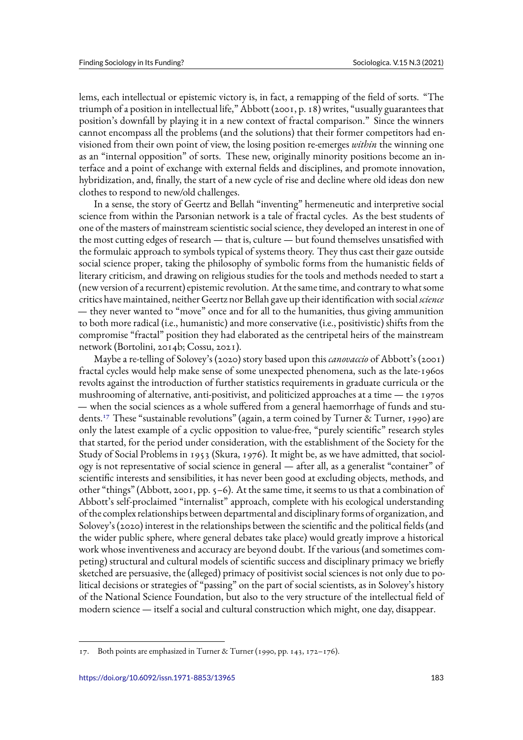lems, each intellectual or epistemic victory is, in fact, a remapping of the field of sorts. "The triumph of a position in intellectual life," Abbott (2001, p. 18) writes, "usually guarantees that position's downfall by playing it in a new context of fractal comparison." Since the winners cannot encompass all the problems (and the solutions) that their former competitors had envisioned from their own point of view, the losing position re-emerges *within* the winning one as an "internal opposition" of sorts. These new, originally minority positions become an interface and a point of exchange with external fields and disciplines, and promote innovation, hybridization, and, finally, the start of a new cycle of rise and decline where old ideas don new clothes to respond to new/old challenges.

In a sense, the story of Geertz and Bellah "inventing" hermeneutic and interpretive social science from within the Parsonian network is a tale of fractal cycles. As the best students of one of the masters of mainstream scientistic social science, they developed an interest in one of the most cutting edges of research — that is, culture — but found themselves unsatisfied with the formulaic approach to symbols typical of systems theory. They thus cast their gaze outside social science proper, taking the philosophy of symbolic forms from the humanistic fields of literary criticism, and drawing on religious studies for the tools and methods needed to start a (new version of a recurrent) epistemic revolution. At the same time, and contrary to what some critics have maintained, neither Geertz nor Bellah gave up their identification with social *science* — they never wanted to "move" once and for all to the humanities, thus giving ammunition to both more radical (i.e., humanistic) and more conservative (i.e., positivistic) shifts from the compromise "fractal" position they had elaborated as the centripetal heirs of the mainstream network (Bortolini, 2014b; Cossu, 2021).

Maybe a re-telling of Solovey's (2020) story based upon this *canovaccio* of Abbott's (2001) fractal cycles would help make sense of some unexpected phenomena, such as the late-1960s revolts against the introduction of further statistics requirements in graduate curricula or the mushrooming of alternative, anti-positivist, and politicized approaches at a time — the 1970s — when the social sciences as a whole suffered from a general haemorrhage of funds and students.[17] These "sustainable revolutions" (again, a term coined by Turner & Turner, 1990) are only the latest example of a cyclic opposition to value-free, "purely scientific" research styles that started, for the period under consideration, with the establishment of the Society for the Study of Social Problems in 1953 (Skura, 1976). It might be, as we have admitted, that sociology is not representative of social science in general — after all, as a generalist "container" of scientific interests and sensibilities, it has never been good at excluding objects, methods, and other "things" (Abbott, 2001, pp. 5–6). At the same time, it seems to us that a combination of Abbott's self-proclaimed "internalist" approach, complete with his ecological understanding of the complex relationships between departmental and disciplinary forms of organization, and Solovey's (2020) interest in the relationships between the scientific and the political fields (and the wider public sphere, where general debates take place) would greatly improve a historical work whose inventiveness and accuracy are beyond doubt. If the various (and sometimes competing) structural and cultural models of scientific success and disciplinary primacy we briefly sketched are persuasive, the (alleged) primacy of positivist social sciences is not only due to political decisions or strategies of "passing" on the part of social scientists, as in Solovey's history of the National Science Foundation, but also to the very structure of the intellectual field of modern science — itself a social and cultural construction which might, one day, disappear.

---

17. Both points are emphasized in Turner & Turner (1990, pp. 143, 172–176).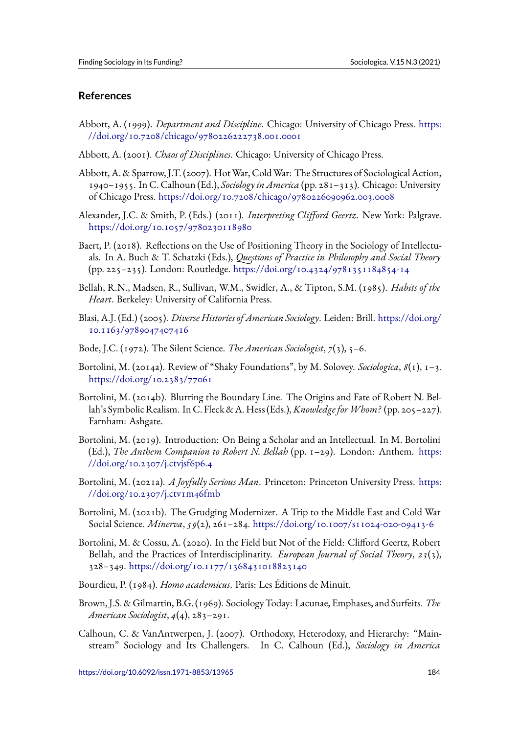## References

Abbott, A. (1999). *Department and Discipline*. Chicago: University of Chicago Press. https://doi.org/10.7208/chicago/9780226222738.001.0001

Abbott, A. (2001). *Chaos of Disciplines*. Chicago: University of Chicago Press.

Abbott, A. & Sparrow, J.T. (2007). Hot War, Cold War: The Structures of Sociological Action, 1940–1955. In C. Calhoun (Ed.), *Sociology in America* (pp. 281–313). Chicago: University of Chicago Press. https://doi.org/10.7208/chicago/9780226090962.003.0008

Alexander, J.C. & Smith, P. (Eds.) (2011). *Interpreting Clifford Geertz*. New York: Palgrave. https://doi.org/10.1057/9780230118980

Baert, P. (2018). Reflections on the Use of Positioning Theory in the Sociology of Intellectuals. In A. Buch & T. Schatzki (Eds.), *Questions of Practice in Philosophy and Social Theory* (pp. 225–235). London: Routledge. https://doi.org/10.4324/9781351184854-14

Bellah, R.N., Madsen, R., Sullivan, W.M., Swidler, A., & Tipton, S.M. (1985). *Habits of the Heart*. Berkeley: University of California Press.

Blasi, A.J. (Ed.) (2005). *Diverse Histories of American Sociology*. Leiden: Brill. https://doi.org/10.1163/9789047407416

Bode, J.C. (1972). The Silent Science. *The American Sociologist*, *7*(3), 5–6.

Bortolini, M. (2014a). Review of "Shaky Foundations", by M. Solovey. *Sociologica*, *8*(1), 1–3. https://doi.org/10.2383/77061

Bortolini, M. (2014b). Blurring the Boundary Line. The Origins and Fate of Robert N. Bellah's Symbolic Realism. In C. Fleck & A. Hess (Eds.), *Knowledge for Whom?* (pp. 205–227). Farnham: Ashgate.

Bortolini, M. (2019). Introduction: On Being a Scholar and an Intellectual. In M. Bortolini (Ed.), *The Anthem Companion to Robert N. Bellah* (pp. 1–29). London: Anthem. https://doi.org/10.2307/j.ctvjsf6p6.4

Bortolini, M. (2021a). *A Joyfully Serious Man*. Princeton: Princeton University Press. https://doi.org/10.2307/j.ctv1m46fmb

Bortolini, M. (2021b). The Grudging Modernizer. A Trip to the Middle East and Cold War Social Science. *Minerva*, *59*(2), 261–284. https://doi.org/10.1007/s11024-020-09413-6

Bortolini, M. & Cossu, A. (2020). In the Field but Not of the Field: Clifford Geertz, Robert Bellah, and the Practices of Interdisciplinarity. *European Journal of Social Theory*, *23*(3), 328–349. https://doi.org/10.1177/1368431018823140

Bourdieu, P. (1984). *Homo academicus*. Paris: Les Éditions de Minuit.

Brown, J.S. & Gilmartin, B.G. (1969). Sociology Today: Lacunae, Emphases, and Surfeits. *The American Sociologist*, *4*(4), 283–291.

Calhoun, C. & VanAntwerpen, J. (2007). Orthodoxy, Heterodoxy, and Hierarchy: "Mainstream" Sociology and Its Challengers. In C. Calhoun (Ed.), *Sociology in America*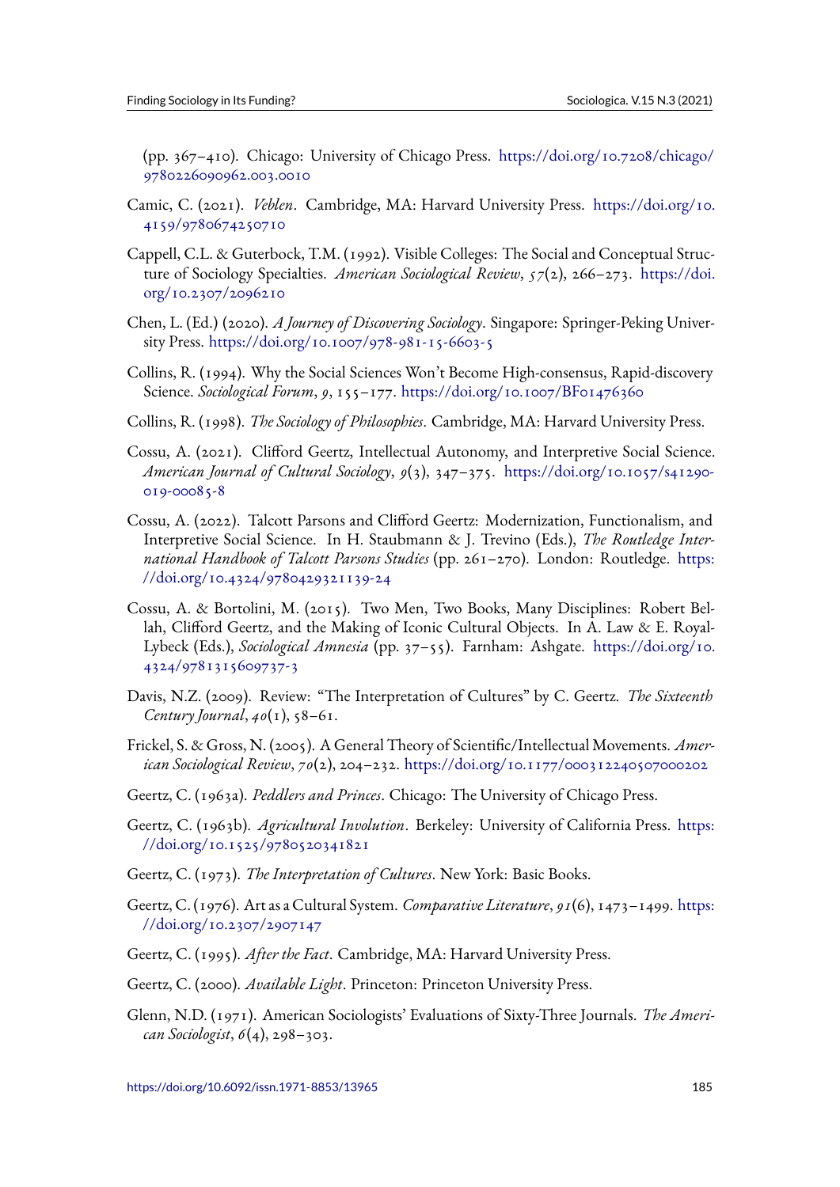(pp. 367–410). Chicago: University of Chicago Press. https://doi.org/10.7208/chicago/9780226090962.003.0010

Camic, C. (2021). *Veblen*. Cambridge, MA: Harvard University Press. https://doi.org/10.4159/9780674250710

Cappell, C.L. & Guterbock, T.M. (1992). Visible Colleges: The Social and Conceptual Structure of Sociology Specialties. *American Sociological Review*, *57*(2), 266–273. https://doi.org/10.2307/2096210

Chen, L. (Ed.) (2020). *A Journey of Discovering Sociology*. Singapore: Springer-Peking University Press. https://doi.org/10.1007/978-981-15-6603-5

Collins, R. (1994). Why the Social Sciences Won't Become High-consensus, Rapid-discovery Science. *Sociological Forum*, *9*, 155–177. https://doi.org/10.1007/BF01476360

Collins, R. (1998). *The Sociology of Philosophies*. Cambridge, MA: Harvard University Press.

Cossu, A. (2021). Clifford Geertz, Intellectual Autonomy, and Interpretive Social Science. *American Journal of Cultural Sociology*, *9*(3), 347–375. https://doi.org/10.1057/s41290-019-00085-8

Cossu, A. (2022). Talcott Parsons and Clifford Geertz: Modernization, Functionalism, and Interpretive Social Science. In H. Staubmann & J. Trevino (Eds.), *The Routledge International Handbook of Talcott Parsons Studies* (pp. 261–270). London: Routledge. https://doi.org/10.4324/9780429321139-24

Cossu, A. & Bortolini, M. (2015). Two Men, Two Books, Many Disciplines: Robert Bellah, Clifford Geertz, and the Making of Iconic Cultural Objects. In A. Law & E. Royal-Lybeck (Eds.), *Sociological Amnesia* (pp. 37–55). Farnham: Ashgate. https://doi.org/10.4324/9781315609737-3

Davis, N.Z. (2009). Review: "The Interpretation of Cultures" by C. Geertz. *The Sixteenth Century Journal*, *40*(1), 58–61.

Frickel, S. & Gross, N. (2005). A General Theory of Scientific/Intellectual Movements. *American Sociological Review*, *70*(2), 204–232. https://doi.org/10.1177/000312240507000202

Geertz, C. (1963a). *Peddlers and Princes*. Chicago: The University of Chicago Press.

Geertz, C. (1963b). *Agricultural Involution*. Berkeley: University of California Press. https://doi.org/10.1525/9780520341821

Geertz, C. (1973). *The Interpretation of Cultures*. New York: Basic Books.

Geertz, C. (1976). Art as a Cultural System. *Comparative Literature*, *91*(6), 1473–1499. https://doi.org/10.2307/2907147

Geertz, C. (1995). *After the Fact*. Cambridge, MA: Harvard University Press.

Geertz, C. (2000). *Available Light*. Princeton: Princeton University Press.

Glenn, N.D. (1971). American Sociologists' Evaluations of Sixty-Three Journals. *The American Sociologist*, *6*(4), 298–303.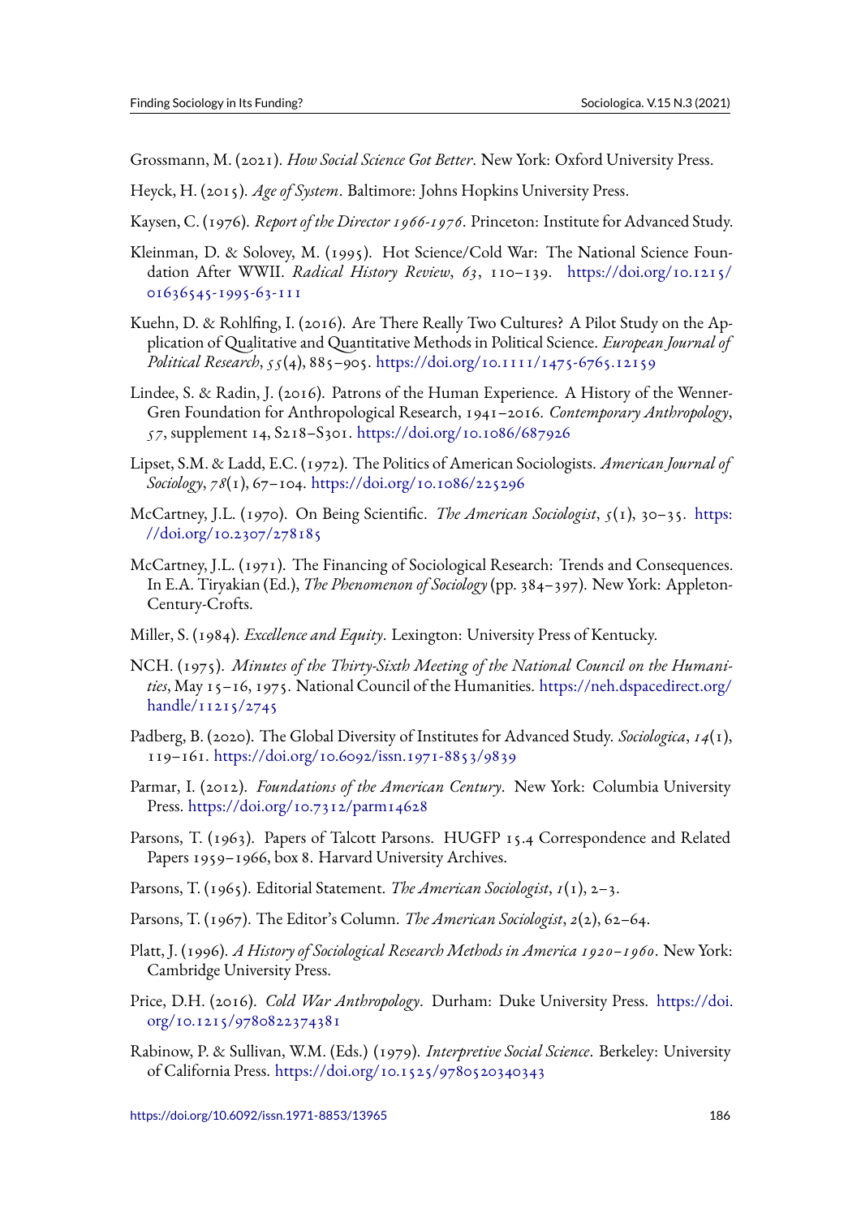Grossmann, M. (2021). *How Social Science Got Better*. New York: Oxford University Press.

Heyck, H. (2015). *Age of System*. Baltimore: Johns Hopkins University Press.

Kaysen, C. (1976). *Report of the Director 1966-1976*. Princeton: Institute for Advanced Study.

Kleinman, D. & Solovey, M. (1995). Hot Science/Cold War: The National Science Foundation After WWII. *Radical History Review*, *63*, 110–139. https://doi.org/10.1215/01636545-1995-63-111

Kuehn, D. & Rohlfing, I. (2016). Are There Really Two Cultures? A Pilot Study on the Application of Qualitative and Quantitative Methods in Political Science. *European Journal of Political Research*, *55*(4), 885–905. https://doi.org/10.1111/1475-6765.12159

Lindee, S. & Radin, J. (2016). Patrons of the Human Experience. A History of the Wenner-Gren Foundation for Anthropological Research, 1941–2016. *Contemporary Anthropology*, *57*, supplement 14, S218–S301. https://doi.org/10.1086/687926

Lipset, S.M. & Ladd, E.C. (1972). The Politics of American Sociologists. *American Journal of Sociology*, *78*(1), 67–104. https://doi.org/10.1086/225296

McCartney, J.L. (1970). On Being Scientific. *The American Sociologist*, *5*(1), 30–35. https://doi.org/10.2307/278185

McCartney, J.L. (1971). The Financing of Sociological Research: Trends and Consequences. In E.A. Tiryakian (Ed.), *The Phenomenon of Sociology* (pp. 384–397). New York: Appleton-Century-Crofts.

Miller, S. (1984). *Excellence and Equity*. Lexington: University Press of Kentucky.

NCH. (1975). *Minutes of the Thirty-Sixth Meeting of the National Council on the Humanities*, May 15–16, 1975. National Council of the Humanities. https://neh.dspacedirect.org/handle/11215/2745

Padberg, B. (2020). The Global Diversity of Institutes for Advanced Study. *Sociologica*, *14*(1), 119–161. https://doi.org/10.6092/issn.1971-8853/9839

Parmar, I. (2012). *Foundations of the American Century*. New York: Columbia University Press. https://doi.org/10.7312/parm14628

Parsons, T. (1963). Papers of Talcott Parsons. HUGFP 15.4 Correspondence and Related Papers 1959–1966, box 8. Harvard University Archives.

Parsons, T. (1965). Editorial Statement. *The American Sociologist*, *1*(1), 2–3.

Parsons, T. (1967). The Editor's Column. *The American Sociologist*, *2*(2), 62–64.

Platt, J. (1996). *A History of Sociological Research Methods in America 1920–1960*. New York: Cambridge University Press.

Price, D.H. (2016). *Cold War Anthropology*. Durham: Duke University Press. https://doi.org/10.1215/9780822374381

Rabinow, P. & Sullivan, W.M. (Eds.) (1979). *Interpretive Social Science*. Berkeley: University of California Press. https://doi.org/10.1525/9780520340343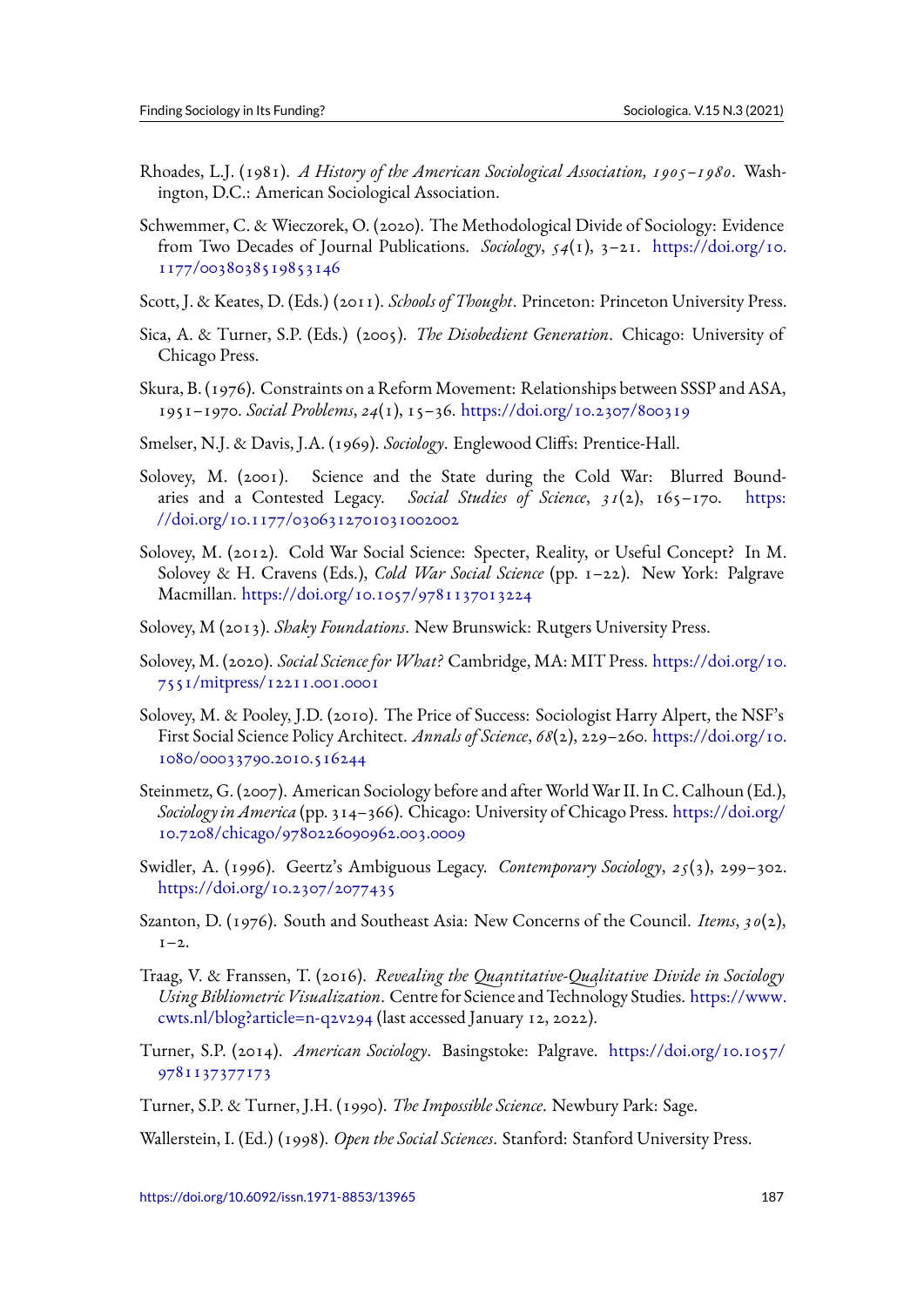Rhoades, L.J. (1981). *A History of the American Sociological Association, 1905–1980*. Washington, D.C.: American Sociological Association.

Schwemmer, C. & Wieczorek, O. (2020). The Methodological Divide of Sociology: Evidence from Two Decades of Journal Publications. *Sociology*, *54*(1), 3–21. https://doi.org/10.1177/0038038519853146

Scott, J. & Keates, D. (Eds.) (2011). *Schools of Thought*. Princeton: Princeton University Press.

Sica, A. & Turner, S.P. (Eds.) (2005). *The Disobedient Generation*. Chicago: University of Chicago Press.

Skura, B. (1976). Constraints on a Reform Movement: Relationships between SSSP and ASA, 1951–1970. *Social Problems*, *24*(1), 15–36. https://doi.org/10.2307/800319

Smelser, N.J. & Davis, J.A. (1969). *Sociology*. Englewood Cliffs: Prentice-Hall.

Solovey, M. (2001). Science and the State during the Cold War: Blurred Boundaries and a Contested Legacy. *Social Studies of Science*, *31*(2), 165–170. https://doi.org/10.1177/030631270103100202

Solovey, M. (2012). Cold War Social Science: Specter, Reality, or Useful Concept? In M. Solovey & H. Cravens (Eds.), *Cold War Social Science* (pp. 1–22). New York: Palgrave Macmillan. https://doi.org/10.1057/9781137013224

Solovey, M (2013). *Shaky Foundations*. New Brunswick: Rutgers University Press.

Solovey, M. (2020). *Social Science for What?* Cambridge, MA: MIT Press. https://doi.org/10.7551/mitpress/12211.001.0001

Solovey, M. & Pooley, J.D. (2010). The Price of Success: Sociologist Harry Alpert, the NSF's First Social Science Policy Architect. *Annals of Science*, *68*(2), 229–260. https://doi.org/10.1080/00033790.2010.516244

Steinmetz, G. (2007). American Sociology before and after World War II. In C. Calhoun (Ed.), *Sociology in America* (pp. 314–366). Chicago: University of Chicago Press. https://doi.org/10.7208/chicago/9780226090962.003.0009

Swidler, A. (1996). Geertz's Ambiguous Legacy. *Contemporary Sociology*, *25*(3), 299–302. https://doi.org/10.2307/2077435

Szanton, D. (1976). South and Southeast Asia: New Concerns of the Council. *Items*, *30*(2), 1–2.

Traag, V. & Franssen, T. (2016). *Revealing the Quantitative-Qualitative Divide in Sociology Using Bibliometric Visualization*. Centre for Science and Technology Studies. https://www.cwts.nl/blog?article=n-q2v294 (last accessed January 12, 2022).

Turner, S.P. (2014). *American Sociology*. Basingstoke: Palgrave. https://doi.org/10.1057/9781137377173

Turner, S.P. & Turner, J.H. (1990). *The Impossible Science*. Newbury Park: Sage.

Wallerstein, I. (Ed.) (1998). *Open the Social Sciences*. Stanford: Stanford University Press.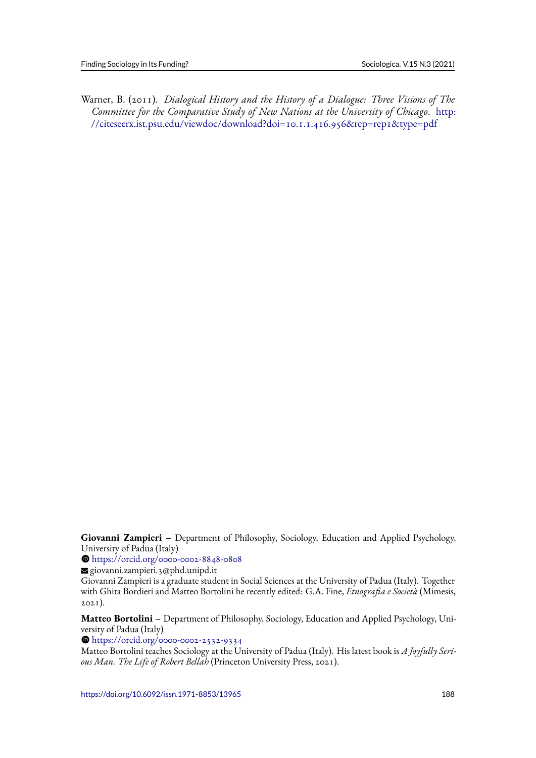Warner, B. (2011). *Dialogical History and the History of a Dialogue: Three Visions of The Committee for the Comparative Study of New Nations at the University of Chicago*. http://citeseerx.ist.psu.edu/viewdoc/download?doi=10.1.1.416.956&rep=rep1&type=pdf

**Giovanni Zampieri** – Department of Philosophy, Sociology, Education and Applied Psychology, University of Padua (Italy)

https://orcid.org/0000-0002-8848-0808

giovanni.zampieri.3@phd.unipd.it

Giovanni Zampieri is a graduate student in Social Sciences at the University of Padua (Italy). Together with Ghita Bordieri and Matteo Bortolini he recently edited: G.A. Fine, *Etnografia e Società* (Mimesis, 2021).

**Matteo Bortolini** – Department of Philosophy, Sociology, Education and Applied Psychology, University of Padua (Italy)

https://orcid.org/0000-0002-2532-9334

Matteo Bortolini teaches Sociology at the University of Padua (Italy). His latest book is *A Joyfully Serious Man. The Life of Robert Bellah* (Princeton University Press, 2021).